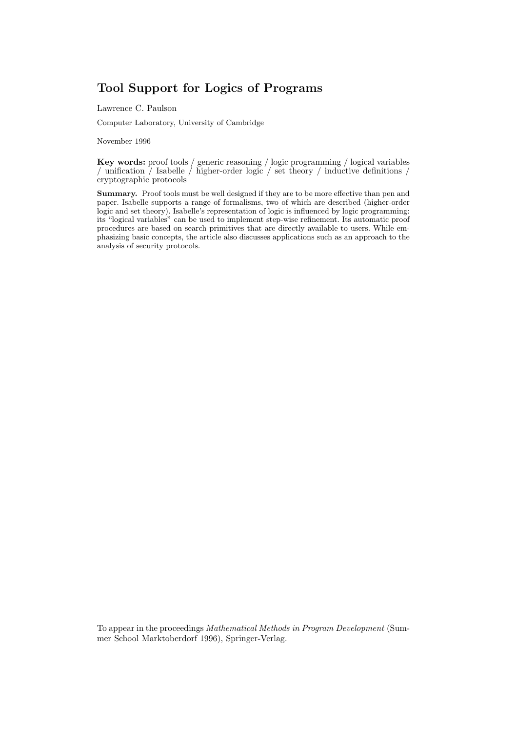# Tool Support for Logics of Programs

Lawrence C. Paulson

Computer Laboratory, University of Cambridge

November 1996

**Key words:** proof tools / generic reasoning / logic programming / logical variables / unification / Isabelle / higher-order logic / set theory / inductive definitions / cryptographic protocols

**Summary.** Proof tools must be well designed if they are to be more effective than pen and paper. Isabelle supports a range of formalisms, two of which are described (higher-order logic and set theory). Isabelle's representation of logic is influenced by logic programming: its "logical variables" can be used to implement step-wise refinement. Its automatic proof procedures are based on search primitives that are directly available to users. While emphasizing basic concepts, the article also discusses applications such as an approach to the analysis of security protocols.

To appear in the proceedings *Mathematical Methods in Program Development* (Summer School Marktoberdorf 1996), Springer-Verlag.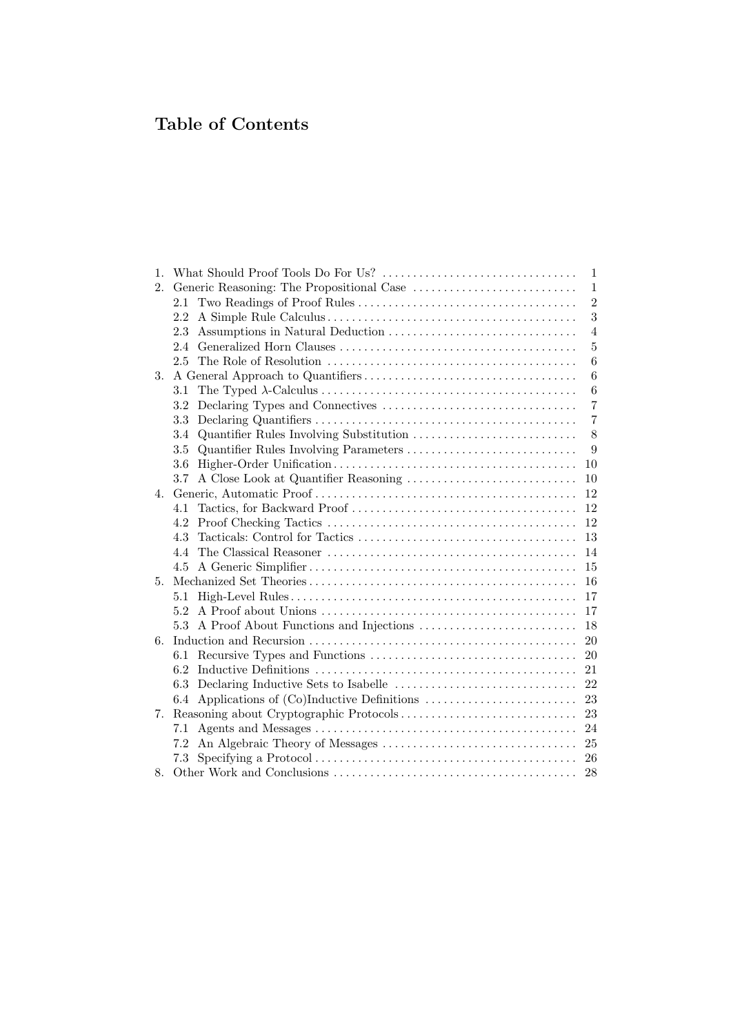# Table of Contents

1. What Should Proof Tools Do For Us? ..... 1
2. Generic Reasoning: The Propositional Case ..... 1
   - 2.1 Two Readings of Proof Rules ..... 2
   - 2.2 A Simple Rule Calculus ..... 3
   - 2.3 Assumptions in Natural Deduction ..... 4
   - 2.4 Generalized Horn Clauses ..... 5
   - 2.5 The Role of Resolution ..... 6
3. A General Approach to Quantifiers ..... 6
   - 3.1 The Typed $\lambda$-Calculus ..... 6
   - 3.2 Declaring Types and Connectives ..... 7
   - 3.3 Declaring Quantifiers ..... 7
   - 3.4 Quantifier Rules Involving Substitution ..... 8
   - 3.5 Quantifier Rules Involving Parameters ..... 9
   - 3.6 Higher-Order Unification ..... 10
   - 3.7 A Close Look at Quantifier Reasoning ..... 10
4. Generic, Automatic Proof ..... 12
   - 4.1 Tactics, for Backward Proof ..... 12
   - 4.2 Proof Checking Tactics ..... 12
   - 4.3 Tacticals: Control for Tactics ..... 13
   - 4.4 The Classical Reasoner ..... 14
   - 4.5 A Generic Simplifier ..... 15
5. Mechanized Set Theories ..... 16
   - 5.1 High-Level Rules ..... 17
   - 5.2 A Proof about Unions ..... 17
   - 5.3 A Proof About Functions and Injections ..... 18
6. Induction and Recursion ..... 20
   - 6.1 Recursive Types and Functions ..... 20
   - 6.2 Inductive Definitions ..... 21
   - 6.3 Declaring Inductive Sets to Isabelle ..... 22
   - 6.4 Applications of (Co)Inductive Definitions ..... 23
7. Reasoning about Cryptographic Protocols ..... 23
   - 7.1 Agents and Messages ..... 24
   - 7.2 An Algebraic Theory of Messages ..... 25
   - 7.3 Specifying a Protocol ..... 26
8. Other Work and Conclusions ..... 28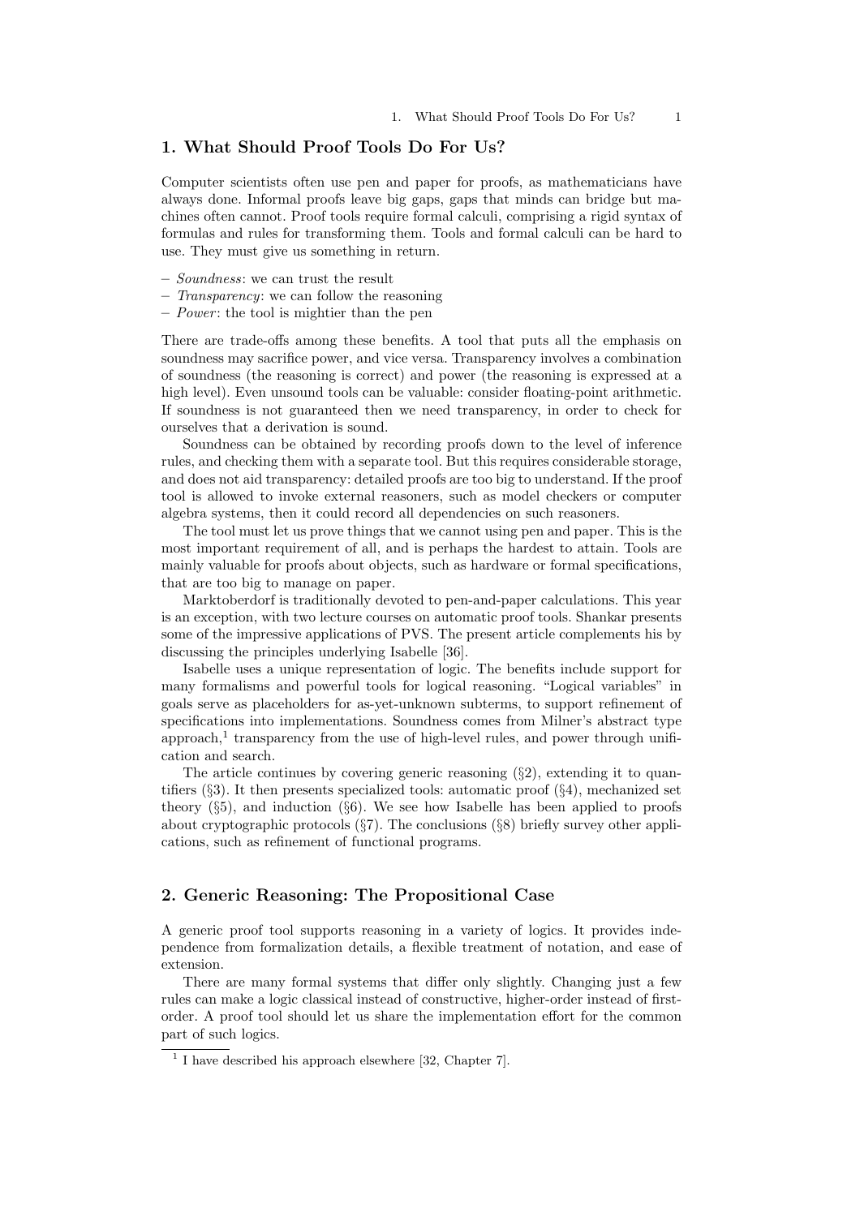## 1. What Should Proof Tools Do For Us?

Computer scientists often use pen and paper for proofs, as mathematicians have always done. Informal proofs leave big gaps, gaps that minds can bridge but machines often cannot. Proof tools require formal calculi, comprising a rigid syntax of formulas and rules for transforming them. Tools and formal calculi can be hard to use. They must give us something in return.

- *Soundness*: we can trust the result
- *Transparency*: we can follow the reasoning
- *Power*: the tool is mightier than the pen

There are trade-offs among these benefits. A tool that puts all the emphasis on soundness may sacrifice power, and vice versa. Transparency involves a combination of soundness (the reasoning is correct) and power (the reasoning is expressed at a high level). Even unsound tools can be valuable: consider floating-point arithmetic. If soundness is not guaranteed then we need transparency, in order to check for ourselves that a derivation is sound.

Soundness can be obtained by recording proofs down to the level of inference rules, and checking them with a separate tool. But this requires considerable storage, and does not aid transparency: detailed proofs are too big to understand. If the proof tool is allowed to invoke external reasoners, such as model checkers or computer algebra systems, then it could record all dependencies on such reasoners.

The tool must let us prove things that we cannot using pen and paper. This is the most important requirement of all, and is perhaps the hardest to attain. Tools are mainly valuable for proofs about objects, such as hardware or formal specifications, that are too big to manage on paper.

Marktoberdorf is traditionally devoted to pen-and-paper calculations. This year is an exception, with two lecture courses on automatic proof tools. Shankar presents some of the impressive applications of PVS. The present article complements his by discussing the principles underlying Isabelle [36].

Isabelle uses a unique representation of logic. The benefits include support for many formalisms and powerful tools for logical reasoning. "Logical variables" in goals serve as placeholders for as-yet-unknown subterms, to support refinement of specifications into implementations. Soundness comes from Milner's abstract type approach,[1] transparency from the use of high-level rules, and power through unification and search.

The article continues by covering generic reasoning (§2), extending it to quantifiers (§3). It then presents specialized tools: automatic proof (§4), mechanized set theory (§5), and induction (§6). We see how Isabelle has been applied to proofs about cryptographic protocols (§7). The conclusions (§8) briefly survey other applications, such as refinement of functional programs.

## 2. Generic Reasoning: The Propositional Case

A generic proof tool supports reasoning in a variety of logics. It provides independence from formalization details, a flexible treatment of notation, and ease of extension.

There are many formal systems that differ only slightly. Changing just a few rules can make a logic classical instead of constructive, higher-order instead of first-order. A proof tool should let us share the implementation effort for the common part of such logics.

[1] I have described his approach elsewhere [32, Chapter 7].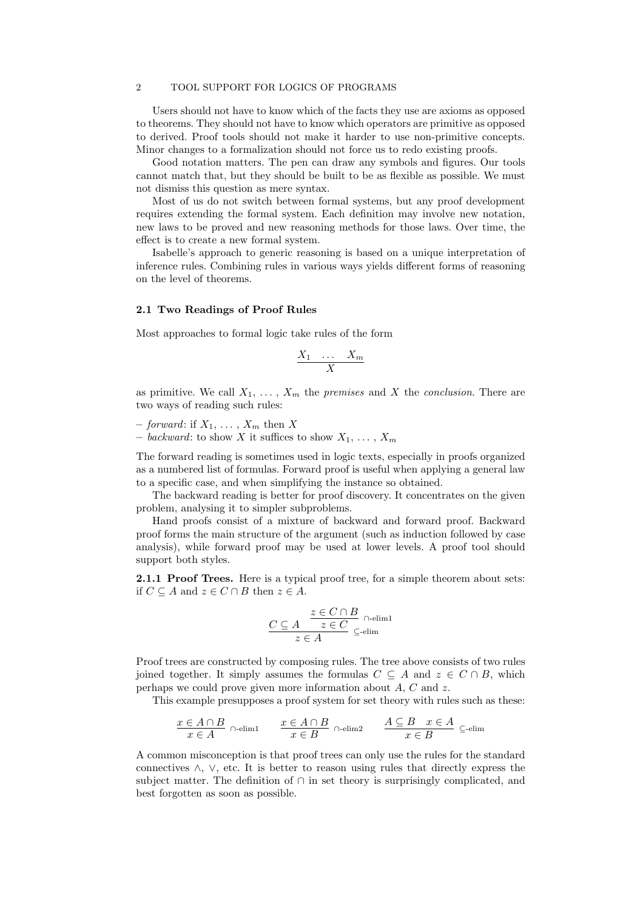Users should not have to know which of the facts they use are axioms as opposed to theorems. They should not have to know which operators are primitive as opposed to derived. Proof tools should not make it harder to use non-primitive concepts. Minor changes to a formalization should not force us to redo existing proofs.

Good notation matters. The pen can draw any symbols and figures. Our tools cannot match that, but they should be built to be as flexible as possible. We must not dismiss this question as mere syntax.

Most of us do not switch between formal systems, but any proof development requires extending the formal system. Each definition may involve new notation, new laws to be proved and new reasoning methods for those laws. Over time, the effect is to create a new formal system.

Isabelle's approach to generic reasoning is based on a unique interpretation of inference rules. Combining rules in various ways yields different forms of reasoning on the level of theorems.

### 2.1 Two Readings of Proof Rules

Most approaches to formal logic take rules of the form

$$\frac{X_1 \quad \ldots \quad X_m}{X}$$

as primitive. We call $X_1, \ldots, X_m$ the *premises* and $X$ the *conclusion*. There are two ways of reading such rules:

– *forward*: if $X_1, \ldots, X_m$ then $X$
– *backward*: to show $X$ it suffices to show $X_1, \ldots, X_m$

The forward reading is sometimes used in logic texts, especially in proofs organized as a numbered list of formulas. Forward proof is useful when applying a general law to a specific case, and when simplifying the instance so obtained.

The backward reading is better for proof discovery. It concentrates on the given problem, analysing it to simpler subproblems.

Hand proofs consist of a mixture of backward and forward proof. Backward proof forms the main structure of the argument (such as induction followed by case analysis), while forward proof may be used at lower levels. A proof tool should support both styles.

**2.1.1 Proof Trees.** Here is a typical proof tree, for a simple theorem about sets: if $C \subseteq A$ and $z \in C \cap B$ then $z \in A$.

$$\frac{C \subseteq A \quad \dfrac{z \in C \cap B}{z \in C}\,\cap\text{-elim1}}{z \in A}\,\subseteq\text{-elim}$$

Proof trees are constructed by composing rules. The tree above consists of two rules joined together. It simply assumes the formulas $C \subseteq A$ and $z \in C \cap B$, which perhaps we could prove given more information about $A$, $C$ and $z$.

This example presupposes a proof system for set theory with rules such as these:

$$\frac{x \in A \cap B}{x \in A}\,\cap\text{-elim1} \qquad \frac{x \in A \cap B}{x \in B}\,\cap\text{-elim2} \qquad \frac{A \subseteq B \quad x \in A}{x \in B}\,\subseteq\text{-elim}$$

A common misconception is that proof trees can only use the rules for the standard connectives $\wedge$, $\vee$, etc. It is better to reason using rules that directly express the subject matter. The definition of $\cap$ in set theory is surprisingly complicated, and best forgotten as soon as possible.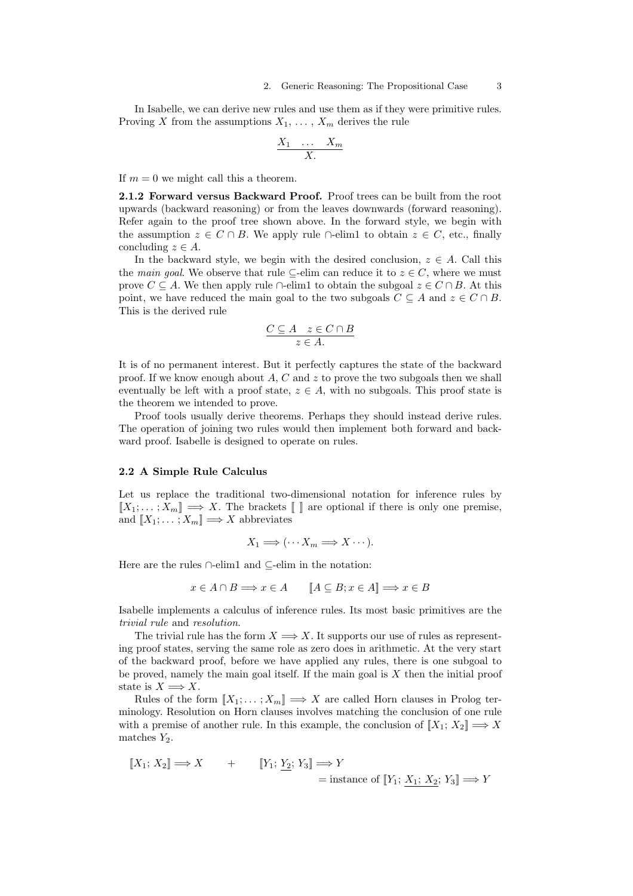In Isabelle, we can derive new rules and use them as if they were primitive rules. Proving $X$ from the assumptions $X_1, \ldots, X_m$ derives the rule

$$\frac{X_1 \quad \ldots \quad X_m}{X.}$$

If $m = 0$ we might call this a theorem.

**2.1.2 Forward versus Backward Proof.** Proof trees can be built from the root upwards (backward reasoning) or from the leaves downwards (forward reasoning). Refer again to the proof tree shown above. In the forward style, we begin with the assumption $z \in C \cap B$. We apply rule $\cap$-elim1 to obtain $z \in C$, etc., finally concluding $z \in A$.

In the backward style, we begin with the desired conclusion, $z \in A$. Call this the *main goal*. We observe that rule $\subseteq$-elim can reduce it to $z \in C$, where we must prove $C \subseteq A$. We then apply rule $\cap$-elim1 to obtain the subgoal $z \in C \cap B$. At this point, we have reduced the main goal to the two subgoals $C \subseteq A$ and $z \in C \cap B$. This is the derived rule

$$\frac{C \subseteq A \quad z \in C \cap B}{z \in A.}$$

It is of no permanent interest. But it perfectly captures the state of the backward proof. If we know enough about $A$, $C$ and $z$ to prove the two subgoals then we shall eventually be left with a proof state, $z \in A$, with no subgoals. This proof state is the theorem we intended to prove.

Proof tools usually derive theorems. Perhaps they should instead derive rules. The operation of joining two rules would then implement both forward and backward proof. Isabelle is designed to operate on rules.

### 2.2 A Simple Rule Calculus

Let us replace the traditional two-dimensional notation for inference rules by $[\![X_1; \ldots ; X_m]\!] \Longrightarrow X$. The brackets $[\![\ ]\!]$ are optional if there is only one premise, and $[\![X_1; \ldots ; X_m]\!] \Longrightarrow X$ abbreviates

$$X_1 \Longrightarrow (\cdots X_m \Longrightarrow X \cdots).$$

Here are the rules $\cap$-elim1 and $\subseteq$-elim in the notation:

$$x \in A \cap B \Longrightarrow x \in A \qquad [\![A \subseteq B; x \in A]\!] \Longrightarrow x \in B$$

Isabelle implements a calculus of inference rules. Its most basic primitives are the *trivial rule* and *resolution*.

The trivial rule has the form $X \Longrightarrow X$. It supports our use of rules as representing proof states, serving the same role as zero does in arithmetic. At the very start of the backward proof, before we have applied any rules, there is one subgoal to be proved, namely the main goal itself. If the main goal is $X$ then the initial proof state is $X \Longrightarrow X$.

Rules of the form $[\![X_1; \ldots ; X_m]\!] \Longrightarrow X$ are called Horn clauses in Prolog terminology. Resolution on Horn clauses involves matching the conclusion of one rule with a premise of another rule. In this example, the conclusion of $[\![X_1;\, X_2]\!] \Longrightarrow X$ matches $Y_2$.

$$[\![X_1;\, X_2]\!] \Longrightarrow X \qquad + \qquad [\![Y_1;\, \underline{Y_2};\, Y_3]\!] \Longrightarrow Y$$
$$= \text{instance of } [\![Y_1;\, \underline{X_1;\, X_2};\, Y_3]\!] \Longrightarrow Y$$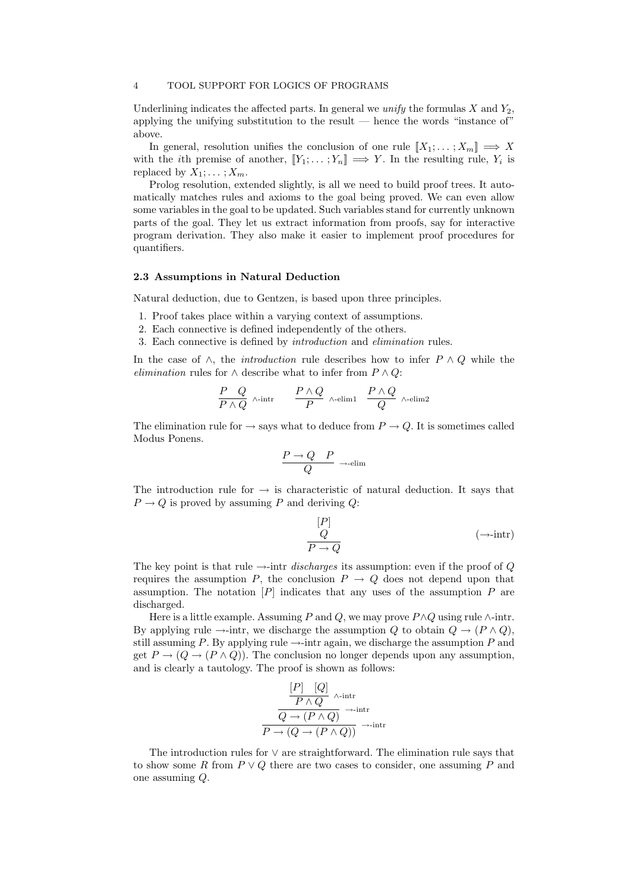Underlining indicates the affected parts. In general we *unify* the formulas $X$ and $Y_2$, applying the unifying substitution to the result — hence the words "instance of" above.

In general, resolution unifies the conclusion of one rule $[\![X_1; \ldots ; X_m]\!] \Longrightarrow X$ with the $i$th premise of another, $[\![Y_1; \ldots ; Y_n]\!] \Longrightarrow Y$. In the resulting rule, $Y_i$ is replaced by $X_1; \ldots ; X_m$.

Prolog resolution, extended slightly, is all we need to build proof trees. It automatically matches rules and axioms to the goal being proved. We can even allow some variables in the goal to be updated. Such variables stand for currently unknown parts of the goal. They let us extract information from proofs, say for interactive program derivation. They also make it easier to implement proof procedures for quantifiers.

### 2.3 Assumptions in Natural Deduction

Natural deduction, due to Gentzen, is based upon three principles.

1. Proof takes place within a varying context of assumptions.
2. Each connective is defined independently of the others.
3. Each connective is defined by *introduction* and *elimination* rules.

In the case of $\wedge$, the *introduction* rule describes how to infer $P \wedge Q$ while the *elimination* rules for $\wedge$ describe what to infer from $P \wedge Q$:

$$\frac{P \quad Q}{P \wedge Q}\ \wedge\text{-intr} \qquad \frac{P \wedge Q}{P}\ \wedge\text{-elim1} \quad \frac{P \wedge Q}{Q}\ \wedge\text{-elim2}$$

The elimination rule for $\rightarrow$ says what to deduce from $P \rightarrow Q$. It is sometimes called Modus Ponens.

$$\frac{P \rightarrow Q \quad P}{Q}\ \rightarrow\text{-elim}$$

The introduction rule for $\rightarrow$ is characteristic of natural deduction. It says that $P \rightarrow Q$ is proved by assuming $P$ and deriving $Q$:

$$\frac{\begin{matrix}[P] \\ Q\end{matrix}}{P \rightarrow Q} \qquad (\rightarrow\text{-intr})$$

The key point is that rule $\rightarrow$-intr *discharges* its assumption: even if the proof of $Q$ requires the assumption $P$, the conclusion $P \rightarrow Q$ does not depend upon that assumption. The notation $[P]$ indicates that any uses of the assumption $P$ are discharged.

Here is a little example. Assuming $P$ and $Q$, we may prove $P \wedge Q$ using rule $\wedge$-intr. By applying rule $\rightarrow$-intr, we discharge the assumption $Q$ to obtain $Q \rightarrow (P \wedge Q)$, still assuming $P$. By applying rule $\rightarrow$-intr again, we discharge the assumption $P$ and get $P \rightarrow (Q \rightarrow (P \wedge Q))$. The conclusion no longer depends upon any assumption, and is clearly a tautology. The proof is shown as follows:

$$\cfrac{\cfrac{\cfrac{[P] \quad [Q]}{P \wedge Q}\ \wedge\text{-intr}}{Q \rightarrow (P \wedge Q)}\ \rightarrow\text{-intr}}{P \rightarrow (Q \rightarrow (P \wedge Q))}\ \rightarrow\text{-intr}$$

The introduction rules for $\vee$ are straightforward. The elimination rule says that to show some $R$ from $P \vee Q$ there are two cases to consider, one assuming $P$ and one assuming $Q$.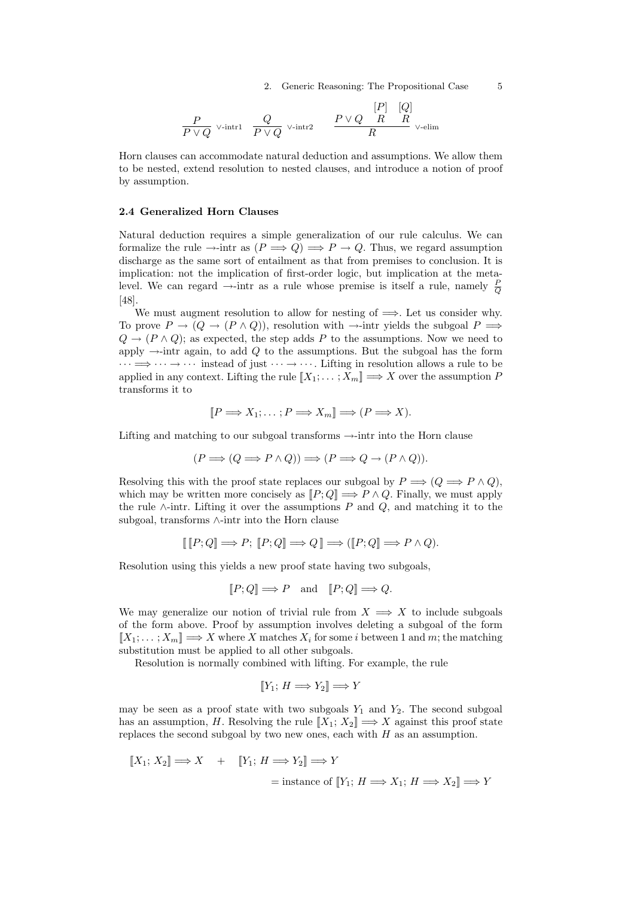$$\frac{P}{P \vee Q}\ \vee\text{-intr1} \qquad \frac{Q}{P \vee Q}\ \vee\text{-intr2} \qquad \frac{P \vee Q \quad \begin{matrix}[P] \\ R\end{matrix} \quad \begin{matrix}[Q] \\ R\end{matrix}}{R}\ \vee\text{-elim}$$

Horn clauses can accommodate natural deduction and assumptions. We allow them to be nested, extend resolution to nested clauses, and introduce a notion of proof by assumption.

### 2.4 Generalized Horn Clauses

Natural deduction requires a simple generalization of our rule calculus. We can formalize the rule $\rightarrow$-intr as $(P \Longrightarrow Q) \Longrightarrow P \rightarrow Q$. Thus, we regard assumption discharge as the same sort of entailment as that from premises to conclusion. It is implication: not the implication of first-order logic, but implication at the meta-level. We can regard $\rightarrow$-intr as a rule whose premise is itself a rule, namely $\frac{P}{Q}$ [48].

We must augment resolution to allow for nesting of $\Longrightarrow$. Let us consider why. To prove $P \rightarrow (Q \rightarrow (P \wedge Q))$, resolution with $\rightarrow$-intr yields the subgoal $P \Longrightarrow Q \rightarrow (P \wedge Q)$; as expected, the step adds $P$ to the assumptions. Now we need to apply $\rightarrow$-intr again, to add $Q$ to the assumptions. But the subgoal has the form $\cdots \Longrightarrow \cdots \rightarrow \cdots$ instead of just $\cdots \rightarrow \cdots$. Lifting in resolution allows a rule to be applied in any context. Lifting the rule $[\![X_1; \ldots ; X_m]\!] \Longrightarrow X$ over the assumption $P$ transforms it to

$$[\![P \Longrightarrow X_1; \ldots ; P \Longrightarrow X_m]\!] \Longrightarrow (P \Longrightarrow X).$$

Lifting and matching to our subgoal transforms $\rightarrow$-intr into the Horn clause

$$(P \Longrightarrow (Q \Longrightarrow P \wedge Q)) \Longrightarrow (P \Longrightarrow Q \rightarrow (P \wedge Q)).$$

Resolving this with the proof state replaces our subgoal by $P \Longrightarrow (Q \Longrightarrow P \wedge Q)$, which may be written more concisely as $[\![P; Q]\!] \Longrightarrow P \wedge Q$. Finally, we must apply the rule $\wedge$-intr. Lifting it over the assumptions $P$ and $Q$, and matching it to the subgoal, transforms $\wedge$-intr into the Horn clause

$$[\![\,[\![P; Q]\!] \Longrightarrow P;\ [\![P; Q]\!] \Longrightarrow Q\,]\!] \Longrightarrow ([\![P; Q]\!] \Longrightarrow P \wedge Q).$$

Resolution using this yields a new proof state having two subgoals,

$$[\![P; Q]\!] \Longrightarrow P \quad \text{and} \quad [\![P; Q]\!] \Longrightarrow Q.$$

We may generalize our notion of trivial rule from $X \Longrightarrow X$ to include subgoals of the form above. Proof by assumption involves deleting a subgoal of the form $[\![X_1; \ldots ; X_m]\!] \Longrightarrow X$ where $X$ matches $X_i$ for some $i$ between 1 and $m$; the matching substitution must be applied to all other subgoals.

Resolution is normally combined with lifting. For example, the rule

$$[\![Y_1;\ H \Longrightarrow Y_2]\!] \Longrightarrow Y$$

may be seen as a proof state with two subgoals $Y_1$ and $Y_2$. The second subgoal has an assumption, $H$. Resolving the rule $[\![X_1;\ X_2]\!] \Longrightarrow X$ against this proof state replaces the second subgoal by two new ones, each with $H$ as an assumption.

$$[\![X_1;\ X_2]\!] \Longrightarrow X \quad + \quad [\![Y_1;\ H \Longrightarrow Y_2]\!] \Longrightarrow Y$$

$$= \text{instance of } [\![Y_1;\ H \Longrightarrow X_1;\ H \Longrightarrow X_2]\!] \Longrightarrow Y$$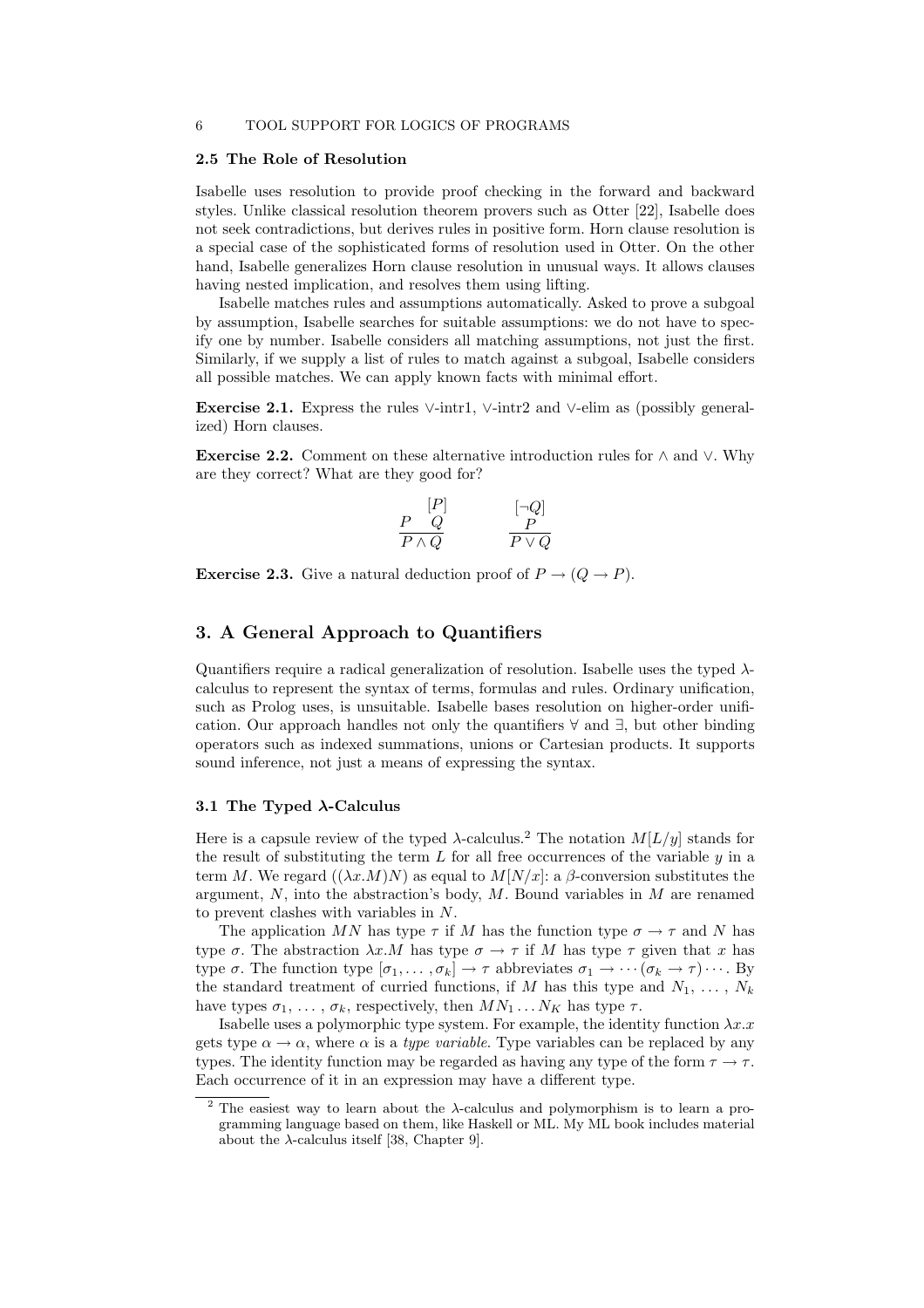### 2.5 The Role of Resolution

Isabelle uses resolution to provide proof checking in the forward and backward styles. Unlike classical resolution theorem provers such as Otter [22], Isabelle does not seek contradictions, but derives rules in positive form. Horn clause resolution is a special case of the sophisticated forms of resolution used in Otter. On the other hand, Isabelle generalizes Horn clause resolution in unusual ways. It allows clauses having nested implication, and resolves them using lifting.

Isabelle matches rules and assumptions automatically. Asked to prove a subgoal by assumption, Isabelle searches for suitable assumptions: we do not have to specify one by number. Isabelle considers all matching assumptions, not just the first. Similarly, if we supply a list of rules to match against a subgoal, Isabelle considers all possible matches. We can apply known facts with minimal effort.

**Exercise 2.1.** Express the rules $\vee$-intr1, $\vee$-intr2 and $\vee$-elim as (possibly generalized) Horn clauses.

**Exercise 2.2.** Comment on these alternative introduction rules for $\wedge$ and $\vee$. Why are they correct? What are they good for?

$$\frac{P \quad \begin{array}{c}[P] \\ Q\end{array}}{P \wedge Q} \qquad\qquad \frac{\begin{array}{c}[\neg Q] \\ P\end{array}}{P \vee Q}$$

**Exercise 2.3.** Give a natural deduction proof of $P \to (Q \to P)$.

## 3. A General Approach to Quantifiers

Quantifiers require a radical generalization of resolution. Isabelle uses the typed $\lambda$-calculus to represent the syntax of terms, formulas and rules. Ordinary unification, such as Prolog uses, is unsuitable. Isabelle bases resolution on higher-order unification. Our approach handles not only the quantifiers $\forall$ and $\exists$, but other binding operators such as indexed summations, unions or Cartesian products. It supports sound inference, not just a means of expressing the syntax.

### 3.1 The Typed $\lambda$-Calculus

Here is a capsule review of the typed $\lambda$-calculus.[2] The notation $M[L/y]$ stands for the result of substituting the term $L$ for all free occurrences of the variable $y$ in a term $M$. We regard $((\lambda x.M)N)$ as equal to $M[N/x]$: a $\beta$-conversion substitutes the argument, $N$, into the abstraction's body, $M$. Bound variables in $M$ are renamed to prevent clashes with variables in $N$.

The application $MN$ has type $\tau$ if $M$ has the function type $\sigma \to \tau$ and $N$ has type $\sigma$. The abstraction $\lambda x.M$ has type $\sigma \to \tau$ if $M$ has type $\tau$ given that $x$ has type $\sigma$. The function type $[\sigma_1, \ldots, \sigma_k] \to \tau$ abbreviates $\sigma_1 \to \cdots (\sigma_k \to \tau) \cdots$. By the standard treatment of curried functions, if $M$ has this type and $N_1, \ldots, N_k$ have types $\sigma_1, \ldots, \sigma_k$, respectively, then $MN_1 \ldots N_K$ has type $\tau$.

Isabelle uses a polymorphic type system. For example, the identity function $\lambda x.x$ gets type $\alpha \to \alpha$, where $\alpha$ is a *type variable*. Type variables can be replaced by any types. The identity function may be regarded as having any type of the form $\tau \to \tau$. Each occurrence of it in an expression may have a different type.

[2] The easiest way to learn about the $\lambda$-calculus and polymorphism is to learn a programming language based on them, like Haskell or ML. My ML book includes material about the $\lambda$-calculus itself [38, Chapter 9].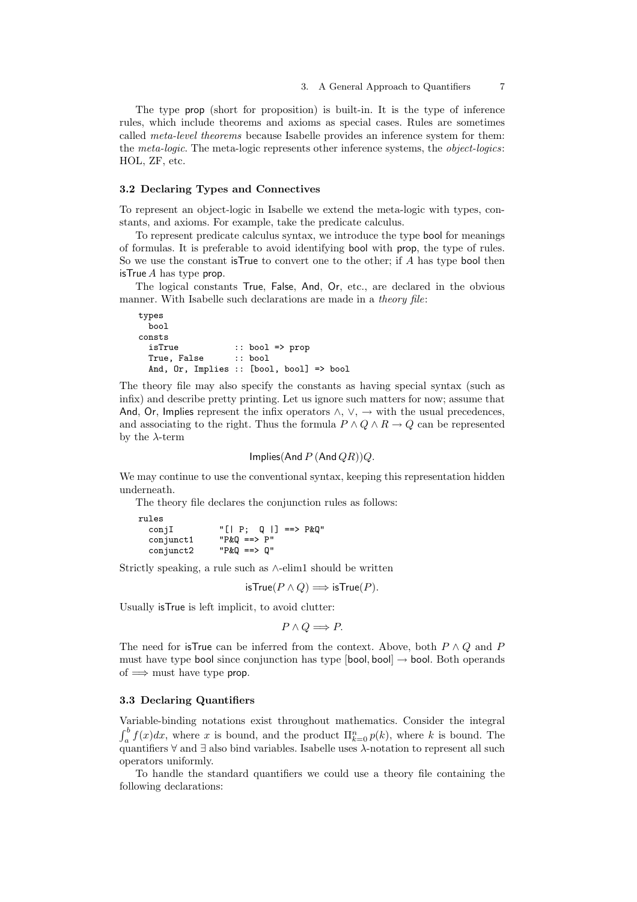The type prop (short for proposition) is built-in. It is the type of inference rules, which include theorems and axioms as special cases. Rules are sometimes called *meta-level theorems* because Isabelle provides an inference system for them: the *meta-logic*. The meta-logic represents other inference systems, the *object-logics*: HOL, ZF, etc.

### 3.2 Declaring Types and Connectives

To represent an object-logic in Isabelle we extend the meta-logic with types, constants, and axioms. For example, take the predicate calculus.

To represent predicate calculus syntax, we introduce the type bool for meanings of formulas. It is preferable to avoid identifying bool with prop, the type of rules. So we use the constant isTrue to convert one to the other; if $A$ has type bool then isTrue $A$ has type prop.

The logical constants True, False, And, Or, etc., are declared in the obvious manner. With Isabelle such declarations are made in a *theory file*:

```
types
  bool
consts
  isTrue          :: bool => prop
  True, False     :: bool
  And, Or, Implies :: [bool, bool] => bool
```

The theory file may also specify the constants as having special syntax (such as infix) and describe pretty printing. Let us ignore such matters for now; assume that And, Or, Implies represent the infix operators $\wedge$, $\vee$, $\rightarrow$ with the usual precedences, and associating to the right. Thus the formula $P \wedge Q \wedge R \rightarrow Q$ can be represented by the $\lambda$-term

$$\mathsf{Implies}(\mathsf{And}\, P\, (\mathsf{And}\, Q R))Q.$$

We may continue to use the conventional syntax, keeping this representation hidden underneath.

The theory file declares the conjunction rules as follows:

```
rules
  conjI         "[| P;  Q |] ==> P&Q"
  conjunct1     "P&Q ==> P"
  conjunct2     "P&Q ==> Q"
```

Strictly speaking, a rule such as $\wedge$-elim1 should be written

$$\mathsf{isTrue}(P \wedge Q) \Longrightarrow \mathsf{isTrue}(P).$$

Usually isTrue is left implicit, to avoid clutter:

$$P \wedge Q \Longrightarrow P.$$

The need for isTrue can be inferred from the context. Above, both $P \wedge Q$ and $P$ must have type bool since conjunction has type $[\mathsf{bool}, \mathsf{bool}] \rightarrow \mathsf{bool}$. Both operands of $\Longrightarrow$ must have type prop.

### 3.3 Declaring Quantifiers

Variable-binding notations exist throughout mathematics. Consider the integral $\int_a^b f(x)dx$, where $x$ is bound, and the product $\Pi_{k=0}^n p(k)$, where $k$ is bound. The quantifiers $\forall$ and $\exists$ also bind variables. Isabelle uses $\lambda$-notation to represent all such operators uniformly.

To handle the standard quantifiers we could use a theory file containing the following declarations: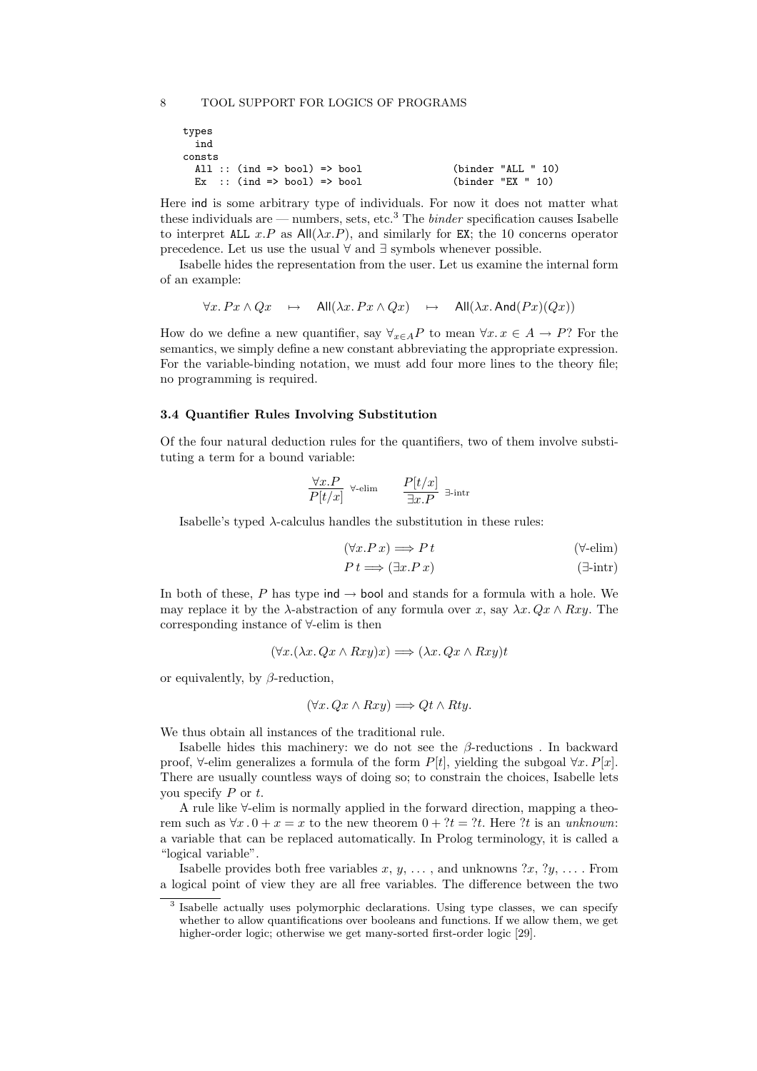```
types
  ind
consts
  All :: (ind => bool) => bool              (binder "ALL " 10)
  Ex  :: (ind => bool) => bool              (binder "EX " 10)
```

Here ind is some arbitrary type of individuals. For now it does not matter what these individuals are — numbers, sets, etc.[3] The *binder* specification causes Isabelle to interpret `ALL` $x.P$ as $\mathsf{All}(\lambda x.P)$, and similarly for `EX`; the 10 concerns operator precedence. Let us use the usual $\forall$ and $\exists$ symbols whenever possible.

Isabelle hides the representation from the user. Let us examine the internal form of an example:

$$\forall x.\, Px \wedge Qx \quad \mapsto \quad \mathsf{All}(\lambda x.\, Px \wedge Qx) \quad \mapsto \quad \mathsf{All}(\lambda x.\, \mathsf{And}(Px)(Qx))$$

How do we define a new quantifier, say $\forall_{x \in A} P$ to mean $\forall x.\, x \in A \rightarrow P$? For the semantics, we simply define a new constant abbreviating the appropriate expression. For the variable-binding notation, we must add four more lines to the theory file; no programming is required.

### 3.4 Quantifier Rules Involving Substitution

Of the four natural deduction rules for the quantifiers, two of them involve substituting a term for a bound variable:

$$\frac{\forall x.P}{P[t/x]}\ \forall\text{-elim} \qquad \frac{P[t/x]}{\exists x.P}\ \exists\text{-intr}$$

Isabelle's typed $\lambda$-calculus handles the substitution in these rules:

$$(\forall x.P\, x) \Longrightarrow P\, t \qquad (\forall\text{-elim})$$

$$P\, t \Longrightarrow (\exists x.P\, x) \qquad (\exists\text{-intr})$$

In both of these, $P$ has type $\mathsf{ind} \rightarrow \mathsf{bool}$ and stands for a formula with a hole. We may replace it by the $\lambda$-abstraction of any formula over $x$, say $\lambda x.\, Qx \wedge Rxy$. The corresponding instance of $\forall$-elim is then

$$(\forall x.(\lambda x.\, Qx \wedge Rxy)x) \Longrightarrow (\lambda x.\, Qx \wedge Rxy)t$$

or equivalently, by $\beta$-reduction,

$$(\forall x.\, Qx \wedge Rxy) \Longrightarrow Qt \wedge Rty.$$

We thus obtain all instances of the traditional rule.

Isabelle hides this machinery: we do not see the $\beta$-reductions . In backward proof, $\forall$-elim generalizes a formula of the form $P[t]$, yielding the subgoal $\forall x.\, P[x]$. There are usually countless ways of doing so; to constrain the choices, Isabelle lets you specify $P$ or $t$.

A rule like $\forall$-elim is normally applied in the forward direction, mapping a theorem such as $\forall x\, .\, 0 + x = x$ to the new theorem $0 + ?t = ?t$. Here $?t$ is an *unknown*: a variable that can be replaced automatically. In Prolog terminology, it is called a "logical variable".

Isabelle provides both free variables $x$, $y$, ... , and unknowns $?x$, $?y$, ... . From a logical point of view they are all free variables. The difference between the two

[3] Isabelle actually uses polymorphic declarations. Using type classes, we can specify whether to allow quantifications over booleans and functions. If we allow them, we get higher-order logic; otherwise we get many-sorted first-order logic [29].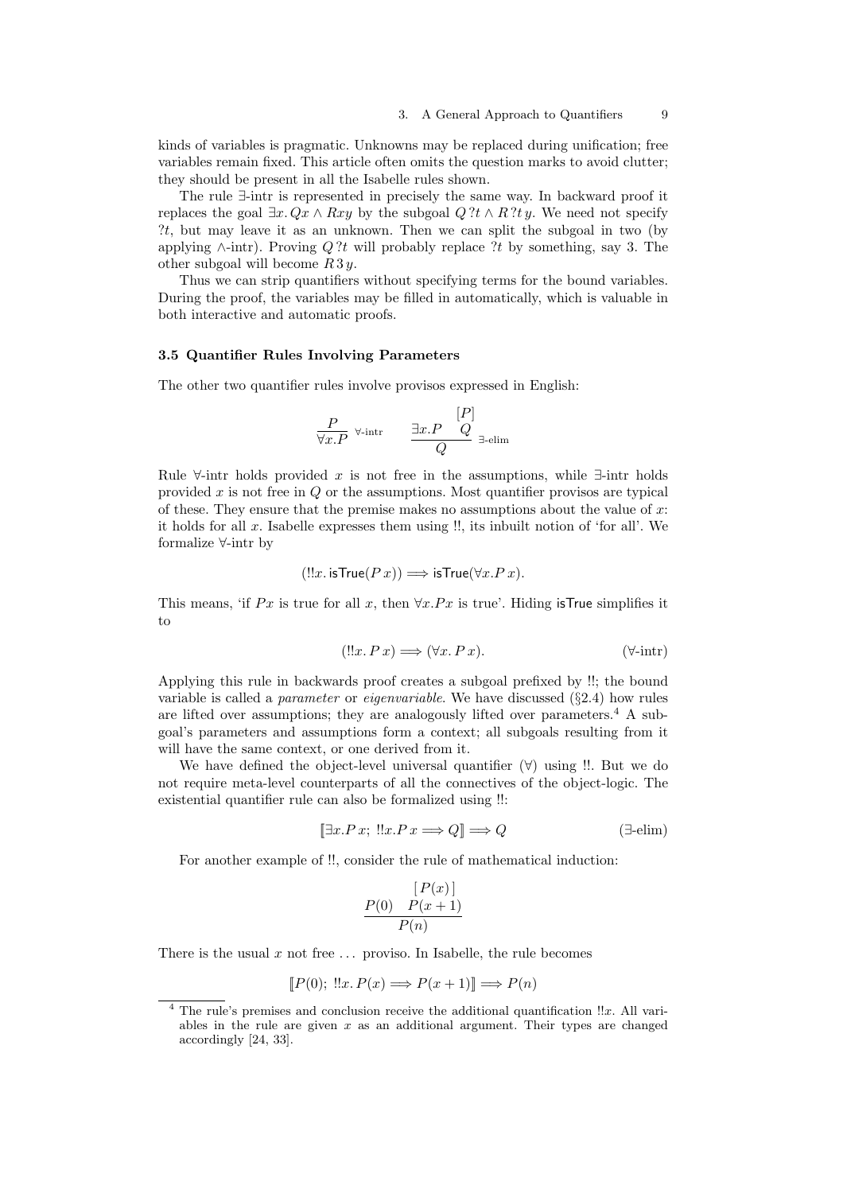kinds of variables is pragmatic. Unknowns may be replaced during unification; free variables remain fixed. This article often omits the question marks to avoid clutter; they should be present in all the Isabelle rules shown.

The rule $\exists$-intr is represented in precisely the same way. In backward proof it replaces the goal $\exists x.\, Qx \wedge Rxy$ by the subgoal $Q\,?t \wedge R\,?t\,y$. We need not specify $?t$, but may leave it as an unknown. Then we can split the subgoal in two (by applying $\wedge$-intr). Proving $Q\,?t$ will probably replace $?t$ by something, say 3. The other subgoal will become $R\,3\,y$.

Thus we can strip quantifiers without specifying terms for the bound variables. During the proof, the variables may be filled in automatically, which is valuable in both interactive and automatic proofs.

### 3.5 Quantifier Rules Involving Parameters

The other two quantifier rules involve provisos expressed in English:

$$\frac{P}{\forall x.P}\ \forall\text{-intr} \qquad \frac{\exists x.P \quad \begin{matrix}[P]\\ Q\end{matrix}}{Q}\ \exists\text{-elim}$$

Rule $\forall$-intr holds provided $x$ is not free in the assumptions, while $\exists$-intr holds provided $x$ is not free in $Q$ or the assumptions. Most quantifier provisos are typical of these. They ensure that the premise makes no assumptions about the value of $x$: it holds for all $x$. Isabelle expresses them using !!, its inbuilt notion of 'for all'. We formalize $\forall$-intr by

$$(!!x.\, \mathsf{isTrue}(P\,x)) \Longrightarrow \mathsf{isTrue}(\forall x.P\,x).$$

This means, 'if $Px$ is true for all $x$, then $\forall x.Px$ is true'. Hiding isTrue simplifies it to

$$(!!x.\, P\,x) \Longrightarrow (\forall x.\, P\,x). \qquad (\forall\text{-intr})$$

Applying this rule in backwards proof creates a subgoal prefixed by !!; the bound variable is called a *parameter* or *eigenvariable*. We have discussed (§2.4) how rules are lifted over assumptions; they are analogously lifted over parameters.[4] A subgoal's parameters and assumptions form a context; all subgoals resulting from it will have the same context, or one derived from it.

We have defined the object-level universal quantifier ($\forall$) using !!. But we do not require meta-level counterparts of all the connectives of the object-logic. The existential quantifier rule can also be formalized using !!:

$$[\![\exists x.P\,x;\ !!x.P\,x \Longrightarrow Q]\!] \Longrightarrow Q \qquad (\exists\text{-elim})$$

For another example of !!, consider the rule of mathematical induction:

$$\frac{P(0) \quad \begin{matrix}[\,P(x)\,]\\ P(x+1)\end{matrix}}{P(n)}$$

There is the usual $x$ not free ... proviso. In Isabelle, the rule becomes

$$[\![P(0);\ !!x.\, P(x) \Longrightarrow P(x+1)]\!] \Longrightarrow P(n)$$

[4] The rule's premises and conclusion receive the additional quantification $!!x$. All variables in the rule are given $x$ as an additional argument. Their types are changed accordingly [24, 33].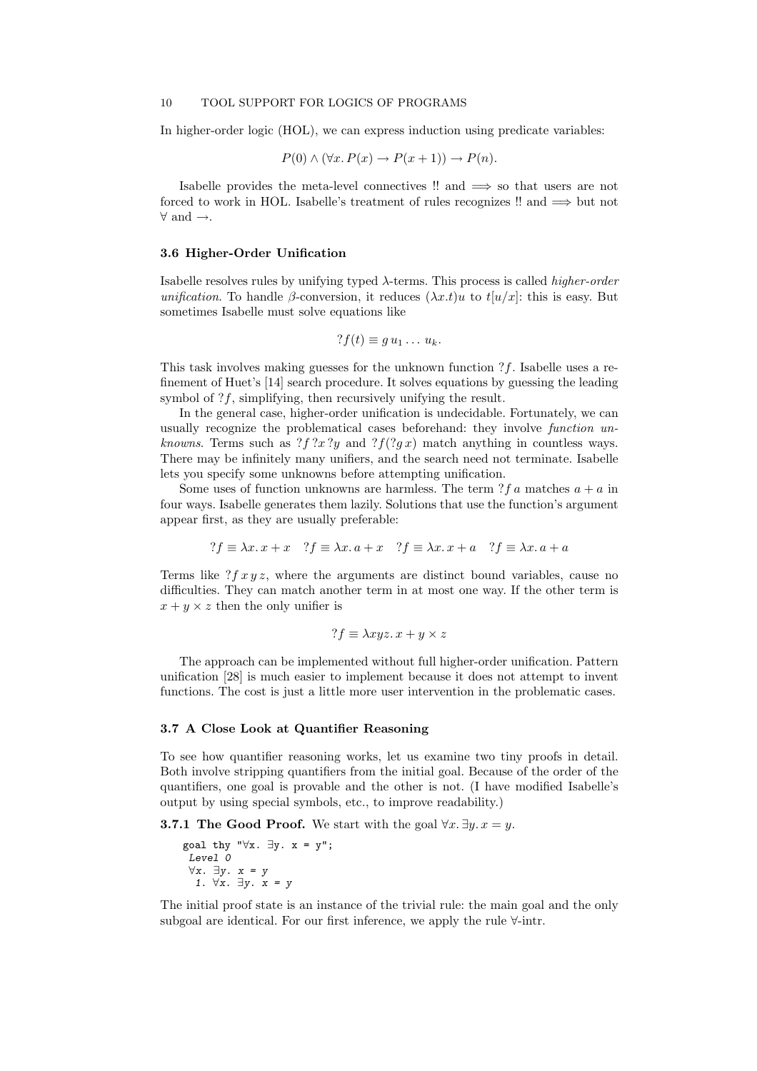In higher-order logic (HOL), we can express induction using predicate variables:

$$P(0) \wedge (\forall x.\, P(x) \rightarrow P(x+1)) \rightarrow P(n).$$

Isabelle provides the meta-level connectives !! and $\Longrightarrow$ so that users are not forced to work in HOL. Isabelle's treatment of rules recognizes !! and $\Longrightarrow$ but not $\forall$ and $\rightarrow$.

### 3.6 Higher-Order Unification

Isabelle resolves rules by unifying typed $\lambda$-terms. This process is called *higher-order unification.* To handle $\beta$-conversion, it reduces $(\lambda x.t)u$ to $t[u/x]$: this is easy. But sometimes Isabelle must solve equations like

$$?f(t) \equiv g\, u_1 \ldots u_k.$$

This task involves making guesses for the unknown function $?f$. Isabelle uses a refinement of Huet's [14] search procedure. It solves equations by guessing the leading symbol of $?f$, simplifying, then recursively unifying the result.

In the general case, higher-order unification is undecidable. Fortunately, we can usually recognize the problematical cases beforehand: they involve *function unknowns*. Terms such as $?f\, ?x\, ?y$ and $?f(?g\, x)$ match anything in countless ways. There may be infinitely many unifiers, and the search need not terminate. Isabelle lets you specify some unknowns before attempting unification.

Some uses of function unknowns are harmless. The term $?f\, a$ matches $a + a$ in four ways. Isabelle generates them lazily. Solutions that use the function's argument appear first, as they are usually preferable:

$$?f \equiv \lambda x.\, x + x \quad ?f \equiv \lambda x.\, a + x \quad ?f \equiv \lambda x.\, x + a \quad ?f \equiv \lambda x.\, a + a$$

Terms like $?f\, x\, y\, z$, where the arguments are distinct bound variables, cause no difficulties. They can match another term in at most one way. If the other term is $x + y \times z$ then the only unifier is

$$?f \equiv \lambda xyz.\, x + y \times z$$

The approach can be implemented without full higher-order unification. Pattern unification [28] is much easier to implement because it does not attempt to invent functions. The cost is just a little more user intervention in the problematic cases.

### 3.7 A Close Look at Quantifier Reasoning

To see how quantifier reasoning works, let us examine two tiny proofs in detail. Both involve stripping quantifiers from the initial goal. Because of the order of the quantifiers, one goal is provable and the other is not. (I have modified Isabelle's output by using special symbols, etc., to improve readability.)

**3.7.1 The Good Proof.** We start with the goal $\forall x.\, \exists y.\, x = y$.

```
goal thy "∀x. ∃y. x = y";
 Level 0
 ∀x. ∃y. x = y
  1. ∀x. ∃y. x = y
```

The initial proof state is an instance of the trivial rule: the main goal and the only subgoal are identical. For our first inference, we apply the rule $\forall$-intr.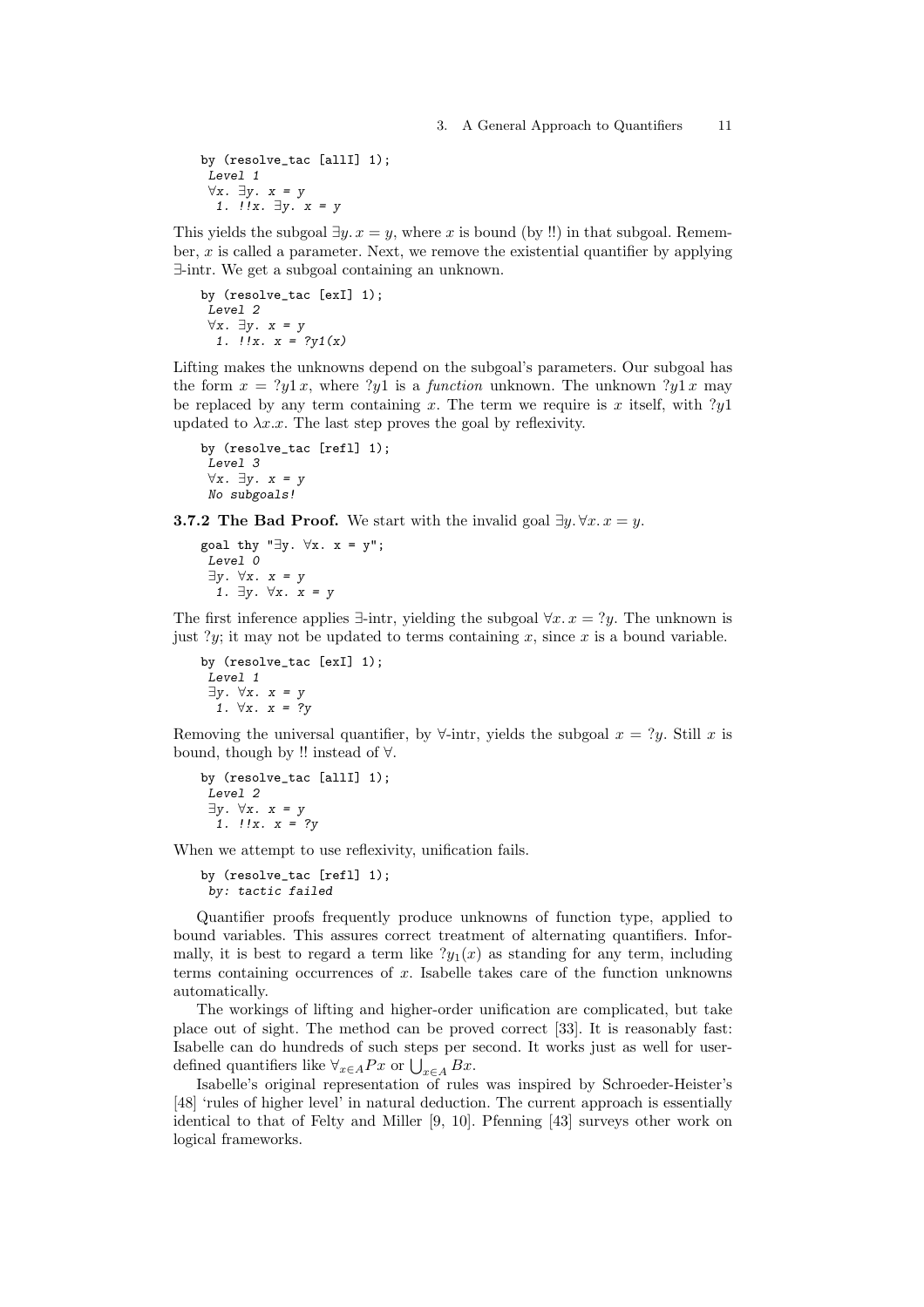```
by (resolve_tac [allI] 1);
 Level 1
 ∀x. ∃y. x = y
  1. !!x. ∃y. x = y
```

This yields the subgoal $\exists y. x = y$, where $x$ is bound (by !!) in that subgoal. Remember, $x$ is called a parameter. Next, we remove the existential quantifier by applying $\exists$-intr. We get a subgoal containing an unknown.

```
by (resolve_tac [exI] 1);
 Level 2
 ∀x. ∃y. x = y
  1. !!x. x = ?y1(x)
```

Lifting makes the unknowns depend on the subgoal's parameters. Our subgoal has the form $x = ?y1\, x$, where $?y1$ is a *function* unknown. The unknown $?y1\, x$ may be replaced by any term containing $x$. The term we require is $x$ itself, with $?y1$ updated to $\lambda x. x$. The last step proves the goal by reflexivity.

```
by (resolve_tac [refl] 1);
 Level 3
 ∀x. ∃y. x = y
 No subgoals!
```

**3.7.2 The Bad Proof.** We start with the invalid goal $\exists y. \forall x. x = y$.

```
goal thy "∃y. ∀x. x = y";
 Level 0
 ∃y. ∀x. x = y
  1. ∃y. ∀x. x = y
```

The first inference applies $\exists$-intr, yielding the subgoal $\forall x. x = ?y$. The unknown is just $?y$; it may not be updated to terms containing $x$, since $x$ is a bound variable.

```
by (resolve_tac [exI] 1);
 Level 1
 ∃y. ∀x. x = y
  1. ∀x. x = ?y
```

Removing the universal quantifier, by $\forall$-intr, yields the subgoal $x = ?y$. Still $x$ is bound, though by !! instead of $\forall$.

```
by (resolve_tac [allI] 1);
 Level 2
 ∃y. ∀x. x = y
  1. !!x. x = ?y
```

When we attempt to use reflexivity, unification fails.

```
by (resolve_tac [refl] 1);
 by: tactic failed
```

Quantifier proofs frequently produce unknowns of function type, applied to bound variables. This assures correct treatment of alternating quantifiers. Informally, it is best to regard a term like $?y_1(x)$ as standing for any term, including terms containing occurrences of $x$. Isabelle takes care of the function unknowns automatically.

The workings of lifting and higher-order unification are complicated, but take place out of sight. The method can be proved correct [33]. It is reasonably fast: Isabelle can do hundreds of such steps per second. It works just as well for user-defined quantifiers like $\forall_{x \in A} Px$ or $\bigcup_{x \in A} Bx$.

Isabelle's original representation of rules was inspired by Schroeder-Heister's [48] 'rules of higher level' in natural deduction. The current approach is essentially identical to that of Felty and Miller [9, 10]. Pfenning [43] surveys other work on logical frameworks.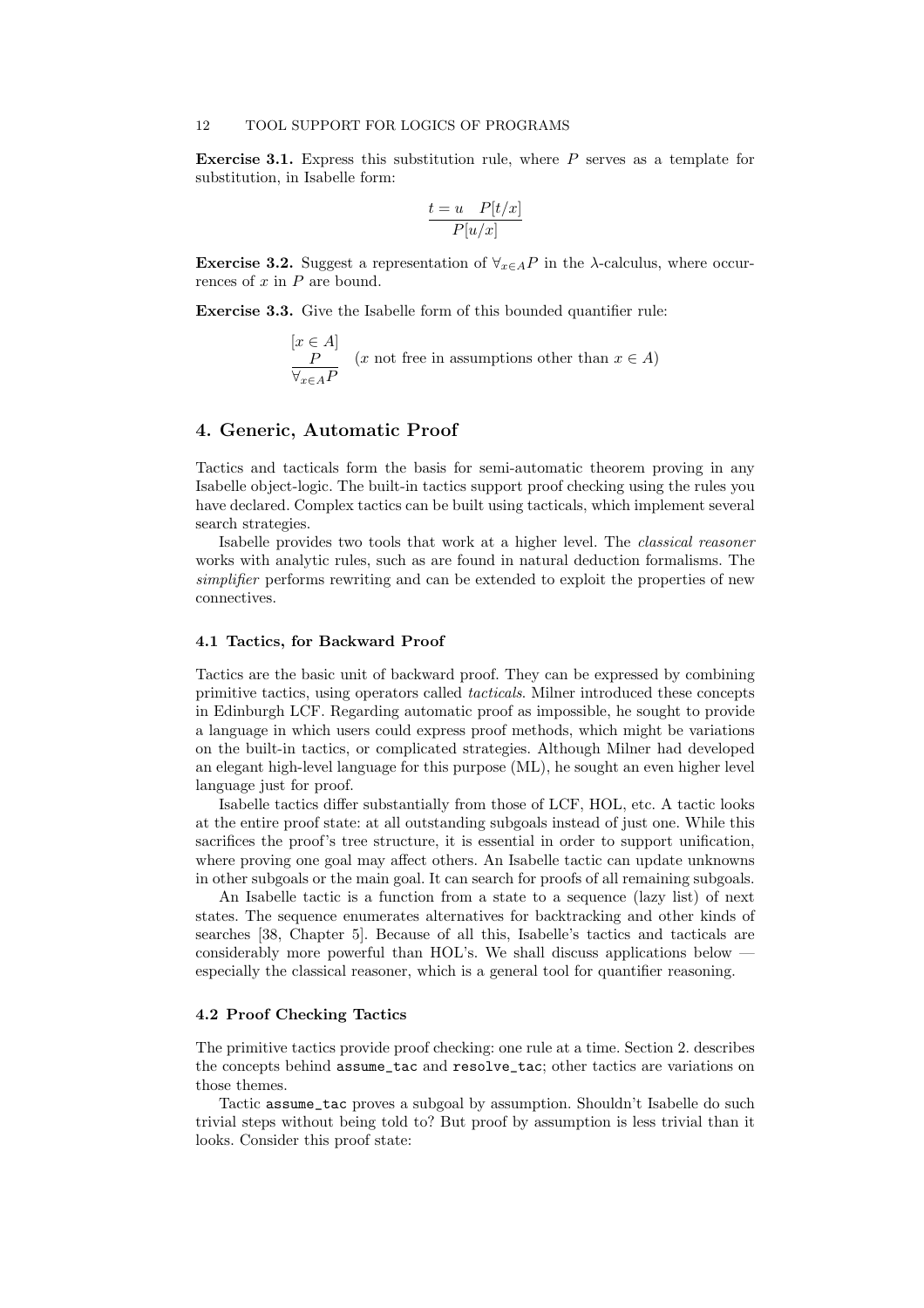**Exercise 3.1.** Express this substitution rule, where $P$ serves as a template for substitution, in Isabelle form:

$$\frac{t = u \quad P[t/x]}{P[u/x]}$$

**Exercise 3.2.** Suggest a representation of $\forall_{x \in A} P$ in the $\lambda$-calculus, where occurrences of $x$ in $P$ are bound.

**Exercise 3.3.** Give the Isabelle form of this bounded quantifier rule:

$$\frac{\begin{matrix}[x \in A] \\ P\end{matrix}}{\forall_{x \in A} P} \quad (x \text{ not free in assumptions other than } x \in A)$$

## 4. Generic, Automatic Proof

Tactics and tacticals form the basis for semi-automatic theorem proving in any Isabelle object-logic. The built-in tactics support proof checking using the rules you have declared. Complex tactics can be built using tacticals, which implement several search strategies.

Isabelle provides two tools that work at a higher level. The *classical reasoner* works with analytic rules, such as are found in natural deduction formalisms. The *simplifier* performs rewriting and can be extended to exploit the properties of new connectives.

### 4.1 Tactics, for Backward Proof

Tactics are the basic unit of backward proof. They can be expressed by combining primitive tactics, using operators called *tacticals*. Milner introduced these concepts in Edinburgh LCF. Regarding automatic proof as impossible, he sought to provide a language in which users could express proof methods, which might be variations on the built-in tactics, or complicated strategies. Although Milner had developed an elegant high-level language for this purpose (ML), he sought an even higher level language just for proof.

Isabelle tactics differ substantially from those of LCF, HOL, etc. A tactic looks at the entire proof state: at all outstanding subgoals instead of just one. While this sacrifices the proof's tree structure, it is essential in order to support unification, where proving one goal may affect others. An Isabelle tactic can update unknowns in other subgoals or the main goal. It can search for proofs of all remaining subgoals.

An Isabelle tactic is a function from a state to a sequence (lazy list) of next states. The sequence enumerates alternatives for backtracking and other kinds of searches [38, Chapter 5]. Because of all this, Isabelle's tactics and tacticals are considerably more powerful than HOL's. We shall discuss applications below — especially the classical reasoner, which is a general tool for quantifier reasoning.

### 4.2 Proof Checking Tactics

The primitive tactics provide proof checking: one rule at a time. Section 2. describes the concepts behind `assume_tac` and `resolve_tac`; other tactics are variations on those themes.

Tactic `assume_tac` proves a subgoal by assumption. Shouldn't Isabelle do such trivial steps without being told to? But proof by assumption is less trivial than it looks. Consider this proof state: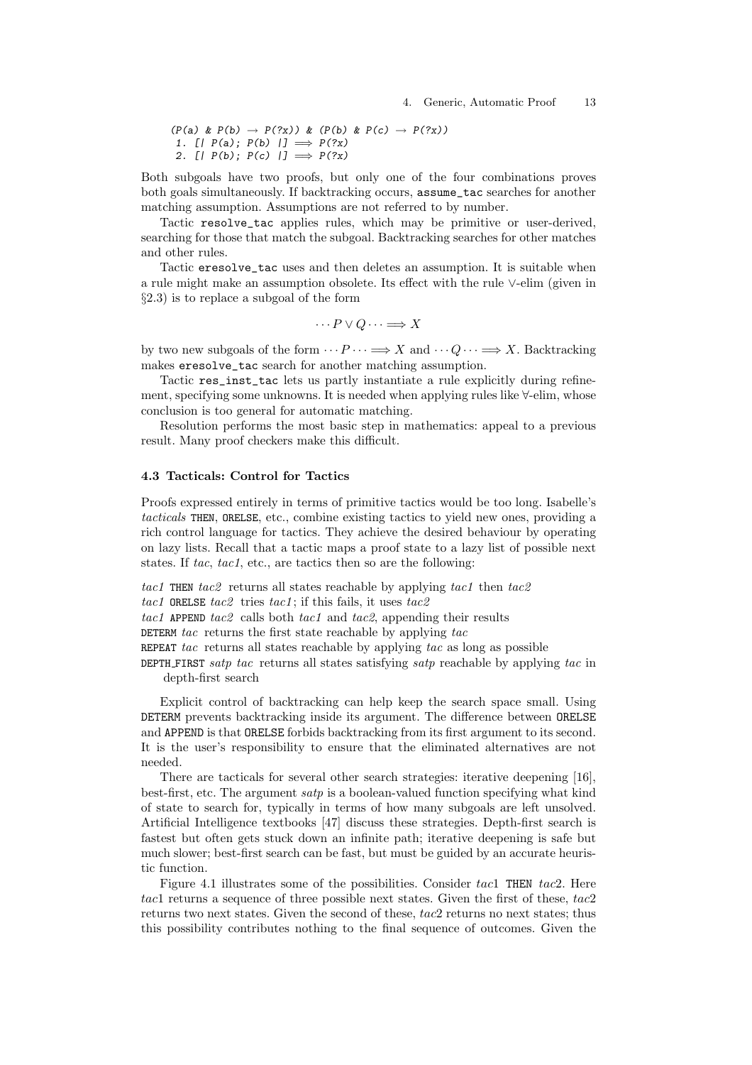```
(P(a) & P(b) → P(?x)) & (P(b) & P(c) → P(?x))
 1. [| P(a); P(b) |] ⟹ P(?x)
 2. [| P(b); P(c) |] ⟹ P(?x)
```

Both subgoals have two proofs, but only one of the four combinations proves both goals simultaneously. If backtracking occurs, `assume_tac` searches for another matching assumption. Assumptions are not referred to by number.

Tactic `resolve_tac` applies rules, which may be primitive or user-derived, searching for those that match the subgoal. Backtracking searches for other matches and other rules.

Tactic `eresolve_tac` uses and then deletes an assumption. It is suitable when a rule might make an assumption obsolete. Its effect with the rule ∨-elim (given in §2.3) is to replace a subgoal of the form

$$\cdots P \vee Q \cdots \Longrightarrow X$$

by two new subgoals of the form $\cdots P \cdots \Longrightarrow X$ and $\cdots Q \cdots \Longrightarrow X$. Backtracking makes `eresolve_tac` search for another matching assumption.

Tactic `res_inst_tac` lets us partly instantiate a rule explicitly during refinement, specifying some unknowns. It is needed when applying rules like ∀-elim, whose conclusion is too general for automatic matching.

Resolution performs the most basic step in mathematics: appeal to a previous result. Many proof checkers make this difficult.

### 4.3 Tactics: Control for Tactics

Proofs expressed entirely in terms of primitive tactics would be too long. Isabelle's *tacticals* `THEN`, `ORELSE`, etc., combine existing tactics to yield new ones, providing a rich control language for tactics. They achieve the desired behaviour by operating on lazy lists. Recall that a tactic maps a proof state to a lazy list of possible next states. If *tac*, *tac1*, etc., are tactics then so are the following:

*tac1* `THEN` *tac2* returns all states reachable by applying *tac1* then *tac2*
*tac1* `ORELSE` *tac2* tries *tac1*; if this fails, it uses *tac2*
*tac1* `APPEND` *tac2* calls both *tac1* and *tac2*, appending their results
`DETERM` *tac* returns the first state reachable by applying *tac*
`REPEAT` *tac* returns all states reachable by applying *tac* as long as possible
`DEPTH_FIRST` *satp tac* returns all states satisfying *satp* reachable by applying *tac* in depth-first search

Explicit control of backtracking can help keep the search space small. Using `DETERM` prevents backtracking inside its argument. The difference between `ORELSE` and `APPEND` is that `ORELSE` forbids backtracking from its first argument to its second. It is the user's responsibility to ensure that the eliminated alternatives are not needed.

There are tacticals for several other search strategies: iterative deepening [16], best-first, etc. The argument *satp* is a boolean-valued function specifying what kind of state to search for, typically in terms of how many subgoals are left unsolved. Artificial Intelligence textbooks [47] discuss these strategies. Depth-first search is fastest but often gets stuck down an infinite path; iterative deepening is safe but much slower; best-first search can be fast, but must be guided by an accurate heuristic function.

Figure 4.1 illustrates some of the possibilities. Consider *tac*1 `THEN` *tac*2. Here *tac*1 returns a sequence of three possible next states. Given the first of these, *tac*2 returns two next states. Given the second of these, *tac*2 returns no next states; thus this possibility contributes nothing to the final sequence of outcomes. Given the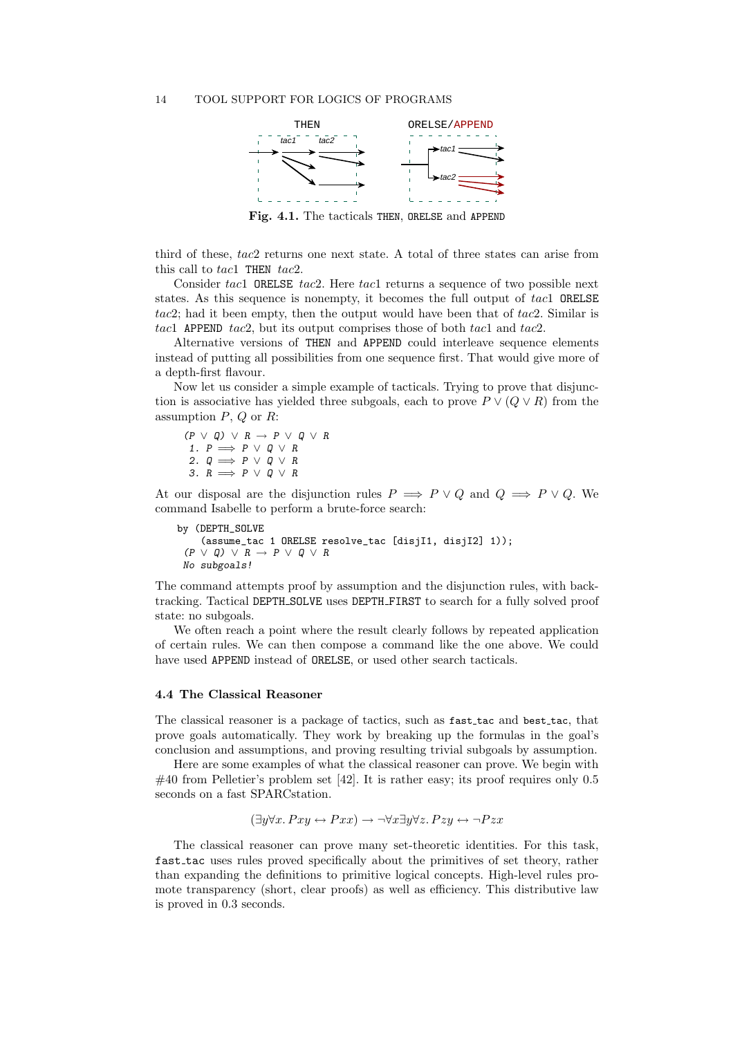**Fig. 4.1.** The tacticals THEN, ORELSE and APPEND

third of these, *tac*2 returns one next state. A total of three states can arise from this call to *tac*1 THEN *tac*2.

Consider *tac*1 ORELSE *tac*2. Here *tac*1 returns a sequence of two possible next states. As this sequence is nonempty, it becomes the full output of *tac*1 ORELSE *tac*2; had it been empty, then the output would have been that of *tac*2. Similar is *tac*1 APPEND *tac*2, but its output comprises those of both *tac*1 and *tac*2.

Alternative versions of THEN and APPEND could interleave sequence elements instead of putting all possibilities from one sequence first. That would give more of a depth-first flavour.

Now let us consider a simple example of tacticals. Trying to prove that disjunction is associative has yielded three subgoals, each to prove $P \lor (Q \lor R)$ from the assumption $P$, $Q$ or $R$:

```
(P ∨ Q) ∨ R → P ∨ Q ∨ R
 1. P ⟹ P ∨ Q ∨ R
 2. Q ⟹ P ∨ Q ∨ R
 3. R ⟹ P ∨ Q ∨ R
```

At our disposal are the disjunction rules $P \implies P \lor Q$ and $Q \implies P \lor Q$. We command Isabelle to perform a brute-force search:

```
by (DEPTH_SOLVE
    (assume_tac 1 ORELSE resolve_tac [disjI1, disjI2] 1));
 (P ∨ Q) ∨ R → P ∨ Q ∨ R
 No subgoals!
```

The command attempts proof by assumption and the disjunction rules, with backtracking. Tactical DEPTH_SOLVE uses DEPTH_FIRST to search for a fully solved proof state: no subgoals.

We often reach a point where the result clearly follows by repeated application of certain rules. We can then compose a command like the one above. We could have used APPEND instead of ORELSE, or used other search tacticals.

### 4.4 The Classical Reasoner

The classical reasoner is a package of tactics, such as fast_tac and best_tac, that prove goals automatically. They work by breaking up the formulas in the goal's conclusion and assumptions, and proving resulting trivial subgoals by assumption.

Here are some examples of what the classical reasoner can prove. We begin with #40 from Pelletier's problem set [42]. It is rather easy; its proof requires only 0.5 seconds on a fast SPARCstation.

$$(\exists y \forall x.\, Pxy \leftrightarrow Pxx) \to \neg \forall x \exists y \forall z.\, Pzy \leftrightarrow \neg Pzx$$

The classical reasoner can prove many set-theoretic identities. For this task, fast_tac uses rules proved specifically about the primitives of set theory, rather than expanding the definitions to primitive logical concepts. High-level rules promote transparency (short, clear proofs) as well as efficiency. This distributive law is proved in 0.3 seconds.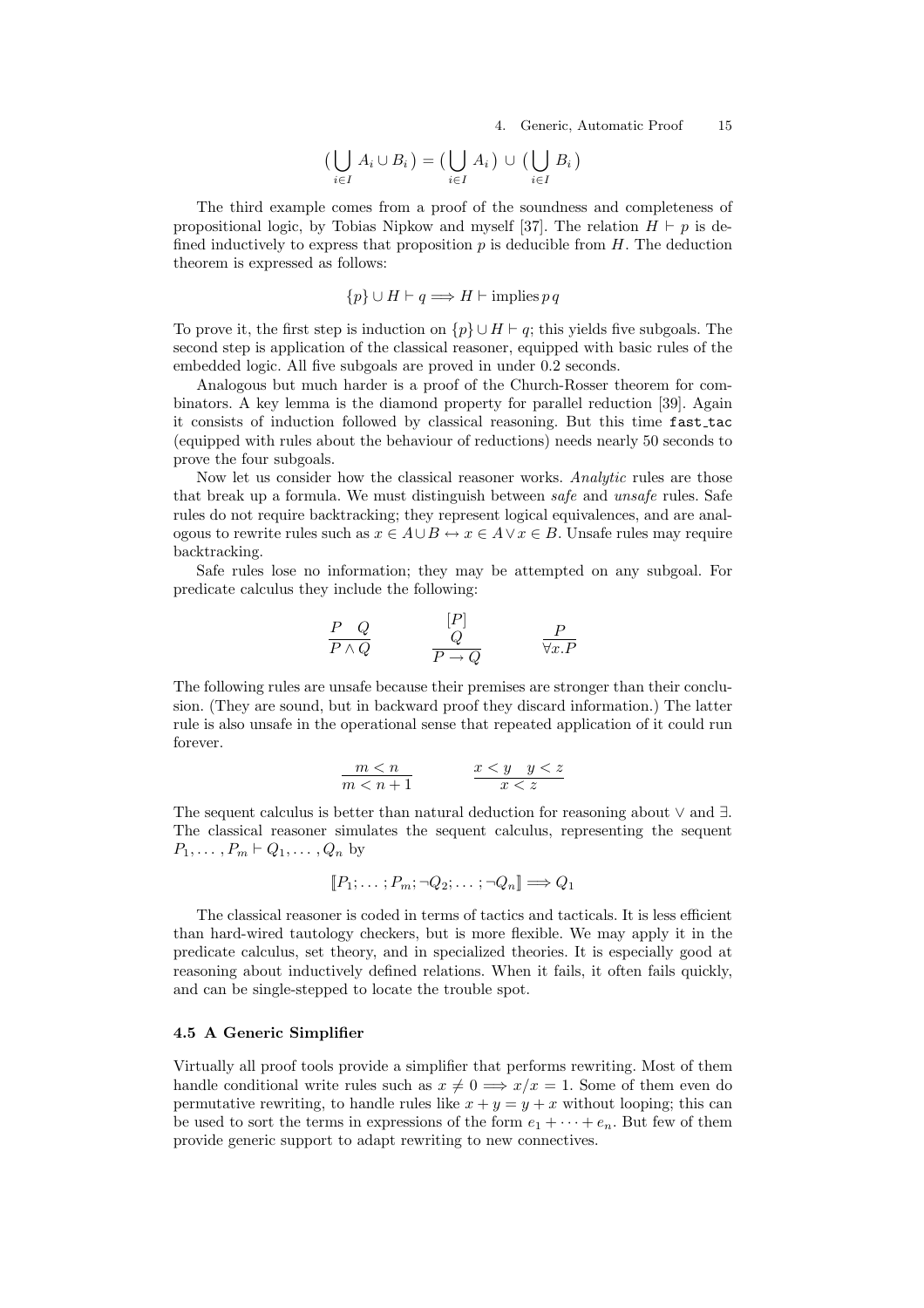$$(\bigcup_{i\in I} A_i \cup B_i) = (\bigcup_{i\in I} A_i) \cup (\bigcup_{i\in I} B_i)$$

The third example comes from a proof of the soundness and completeness of propositional logic, by Tobias Nipkow and myself [37]. The relation $H \vdash p$ is defined inductively to express that proposition $p$ is deducible from $H$. The deduction theorem is expressed as follows:

$$\{p\} \cup H \vdash q \Longrightarrow H \vdash \text{implies}\, p\, q$$

To prove it, the first step is induction on $\{p\} \cup H \vdash q$; this yields five subgoals. The second step is application of the classical reasoner, equipped with basic rules of the embedded logic. All five subgoals are proved in under 0.2 seconds.

Analogous but much harder is a proof of the Church-Rosser theorem for combinators. A key lemma is the diamond property for parallel reduction [39]. Again it consists of induction followed by classical reasoning. But this time `fast_tac` (equipped with rules about the behaviour of reductions) needs nearly 50 seconds to prove the four subgoals.

Now let us consider how the classical reasoner works. *Analytic* rules are those that break up a formula. We must distinguish between *safe* and *unsafe* rules. Safe rules do not require backtracking; they represent logical equivalences, and are analogous to rewrite rules such as $x \in A \cup B \leftrightarrow x \in A \vee x \in B$. Unsafe rules may require backtracking.

Safe rules lose no information; they may be attempted on any subgoal. For predicate calculus they include the following:

$$\frac{P \quad Q}{P \wedge Q} \qquad \frac{\begin{matrix}[P] \\ Q\end{matrix}}{P \to Q} \qquad \frac{P}{\forall x.P}$$

The following rules are unsafe because their premises are stronger than their conclusion. (They are sound, but in backward proof they discard information.) The latter rule is also unsafe in the operational sense that repeated application of it could run forever.

$$\frac{m < n}{m < n+1} \qquad \frac{x < y \quad y < z}{x < z}$$

The sequent calculus is better than natural deduction for reasoning about $\vee$ and $\exists$. The classical reasoner simulates the sequent calculus, representing the sequent $P_1, \ldots, P_m \vdash Q_1, \ldots, Q_n$ by

$$[\![P_1; \ldots ; P_m; \neg Q_2; \ldots ; \neg Q_n]\!] \Longrightarrow Q_1$$

The classical reasoner is coded in terms of tactics and tacticals. It is less efficient than hard-wired tautology checkers, but is more flexible. We may apply it in the predicate calculus, set theory, and in specialized theories. It is especially good at reasoning about inductively defined relations. When it fails, it often fails quickly, and can be single-stepped to locate the trouble spot.

### 4.5 A Generic Simplifier

Virtually all proof tools provide a simplifier that performs rewriting. Most of them handle conditional write rules such as $x \neq 0 \Longrightarrow x/x = 1$. Some of them even do permutative rewriting, to handle rules like $x + y = y + x$ without looping; this can be used to sort the terms in expressions of the form $e_1 + \cdots + e_n$. But few of them provide generic support to adapt rewriting to new connectives.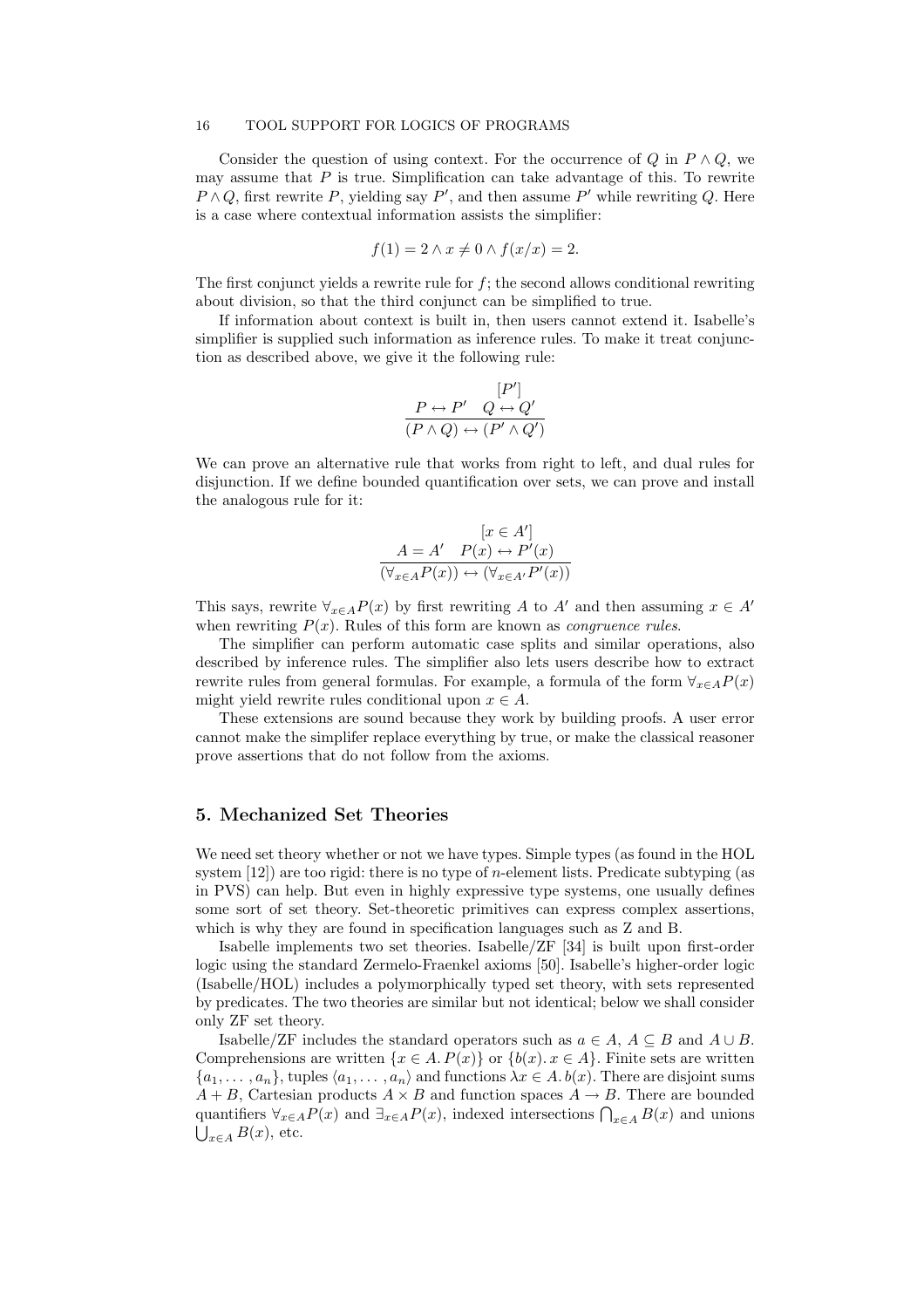Consider the question of using context. For the occurrence of $Q$ in $P \wedge Q$, we may assume that $P$ is true. Simplification can take advantage of this. To rewrite $P \wedge Q$, first rewrite $P$, yielding say $P'$, and then assume $P'$ while rewriting $Q$. Here is a case where contextual information assists the simplifier:

$$f(1) = 2 \wedge x \neq 0 \wedge f(x/x) = 2.$$

The first conjunct yields a rewrite rule for $f$; the second allows conditional rewriting about division, so that the third conjunct can be simplified to true.

If information about context is built in, then users cannot extend it. Isabelle's simplifier is supplied such information as inference rules. To make it treat conjunction as described above, we give it the following rule:

$$\frac{P \leftrightarrow P' \quad \begin{matrix}[P'] \\ Q \leftrightarrow Q'\end{matrix}}{(P \wedge Q) \leftrightarrow (P' \wedge Q')}$$

We can prove an alternative rule that works from right to left, and dual rules for disjunction. If we define bounded quantification over sets, we can prove and install the analogous rule for it:

$$\frac{A = A' \quad \begin{matrix}[x \in A'] \\ P(x) \leftrightarrow P'(x)\end{matrix}}{(\forall_{x \in A} P(x)) \leftrightarrow (\forall_{x \in A'} P'(x))}$$

This says, rewrite $\forall_{x \in A} P(x)$ by first rewriting $A$ to $A'$ and then assuming $x \in A'$ when rewriting $P(x)$. Rules of this form are known as *congruence rules.*

The simplifier can perform automatic case splits and similar operations, also described by inference rules. The simplifier also lets users describe how to extract rewrite rules from general formulas. For example, a formula of the form $\forall_{x \in A} P(x)$ might yield rewrite rules conditional upon $x \in A$.

These extensions are sound because they work by building proofs. A user error cannot make the simplifer replace everything by true, or make the classical reasoner prove assertions that do not follow from the axioms.

## 5. Mechanized Set Theories

We need set theory whether or not we have types. Simple types (as found in the HOL system [12]) are too rigid: there is no type of $n$-element lists. Predicate subtyping (as in PVS) can help. But even in highly expressive type systems, one usually defines some sort of set theory. Set-theoretic primitives can express complex assertions, which is why they are found in specification languages such as Z and B.

Isabelle implements two set theories. Isabelle/ZF [34] is built upon first-order logic using the standard Zermelo-Fraenkel axioms [50]. Isabelle's higher-order logic (Isabelle/HOL) includes a polymorphically typed set theory, with sets represented by predicates. The two theories are similar but not identical; below we shall consider only ZF set theory.

Isabelle/ZF includes the standard operators such as $a \in A$, $A \subseteq B$ and $A \cup B$. Comprehensions are written $\{x \in A.\, P(x)\}$ or $\{b(x).\, x \in A\}$. Finite sets are written $\{a_1, \ldots, a_n\}$, tuples $\langle a_1, \ldots, a_n\rangle$ and functions $\lambda x \in A.\, b(x)$. There are disjoint sums $A + B$, Cartesian products $A \times B$ and function spaces $A \to B$. There are bounded quantifiers $\forall_{x \in A} P(x)$ and $\exists_{x \in A} P(x)$, indexed intersections $\bigcap_{x \in A} B(x)$ and unions $\bigcup_{x \in A} B(x)$, etc.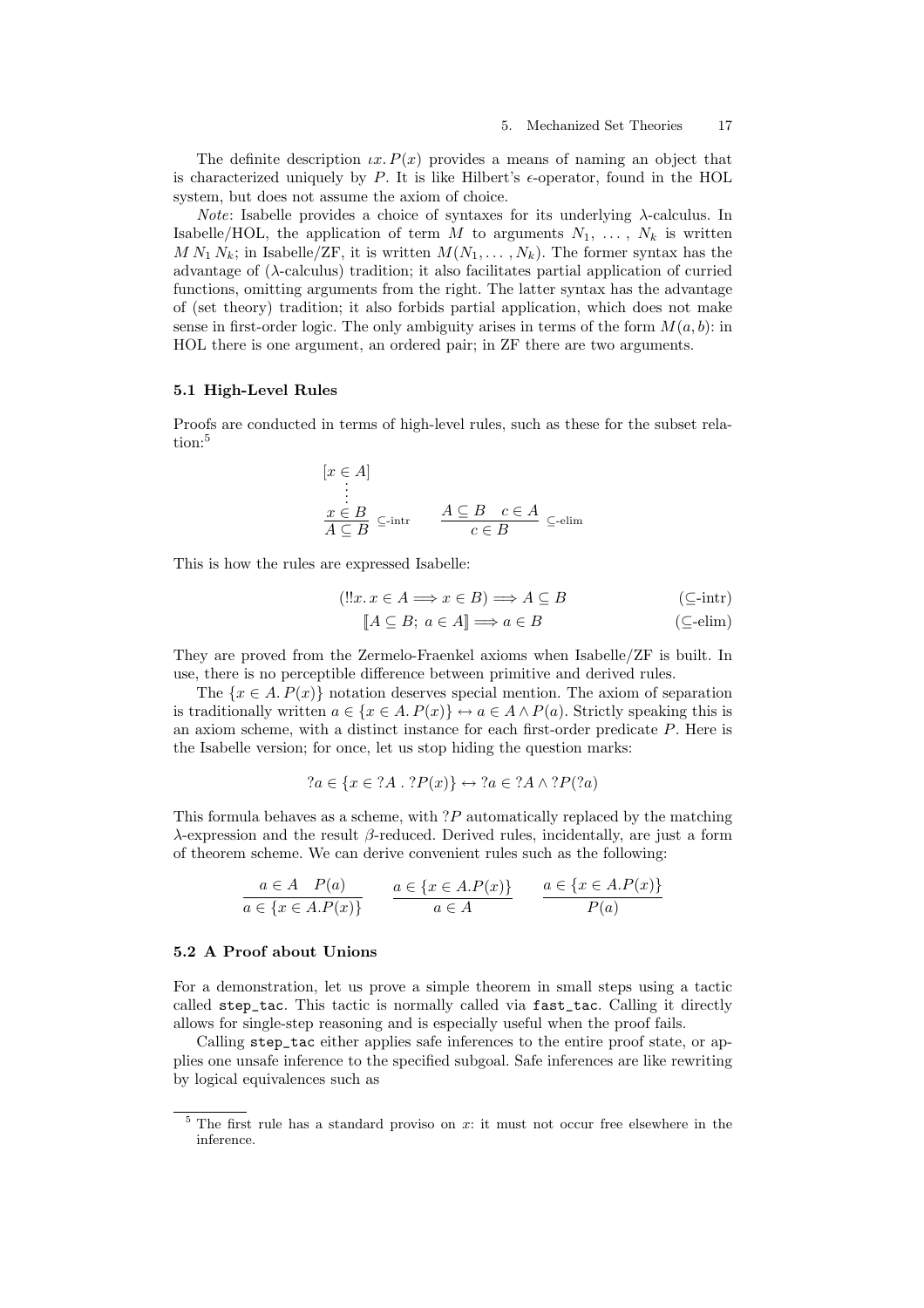The definite description $\iota x. P(x)$ provides a means of naming an object that is characterized uniquely by $P$. It is like Hilbert's $\epsilon$-operator, found in the HOL system, but does not assume the axiom of choice.

*Note*: Isabelle provides a choice of syntaxes for its underlying $\lambda$-calculus. In Isabelle/HOL, the application of term $M$ to arguments $N_1, \ldots, N_k$ is written $M\, N_1\, N_k$; in Isabelle/ZF, it is written $M(N_1, \ldots, N_k)$. The former syntax has the advantage of ($\lambda$-calculus) tradition; it also facilitates partial application of curried functions, omitting arguments from the right. The latter syntax has the advantage of (set theory) tradition; it also forbids partial application, which does not make sense in first-order logic. The only ambiguity arises in terms of the form $M(a, b)$: in HOL there is one argument, an ordered pair; in ZF there are two arguments.

### 5.1 High-Level Rules

Proofs are conducted in terms of high-level rules, such as these for the subset relation:[5]

$$\frac{\begin{array}{c}[x \in A] \\ \vdots \\ x \in B\end{array}}{A \subseteq B}\ \subseteq\text{-intr} \qquad \frac{A \subseteq B \quad c \in A}{c \in B}\ \subseteq\text{-elim}$$

This is how the rules are expressed Isabelle:

$$(!!x.\, x \in A \Longrightarrow x \in B) \Longrightarrow A \subseteq B \qquad (\subseteq\text{-intr})$$

$$[\![A \subseteq B;\ a \in A]\!] \Longrightarrow a \in B \qquad (\subseteq\text{-elim})$$

They are proved from the Zermelo-Fraenkel axioms when Isabelle/ZF is built. In use, there is no perceptible difference between primitive and derived rules.

The $\{x \in A.\, P(x)\}$ notation deserves special mention. The axiom of separation is traditionally written $a \in \{x \in A.\, P(x)\} \leftrightarrow a \in A \wedge P(a)$. Strictly speaking this is an axiom scheme, with a distinct instance for each first-order predicate $P$. Here is the Isabelle version; for once, let us stop hiding the question marks:

$$?a \in \{x \in ?A\ .\ ?P(x)\} \leftrightarrow ?a \in ?A \wedge ?P(?a)$$

This formula behaves as a scheme, with $?P$ automatically replaced by the matching $\lambda$-expression and the result $\beta$-reduced. Derived rules, incidentally, are just a form of theorem scheme. We can derive convenient rules such as the following:

$$\frac{a \in A \quad P(a)}{a \in \{x \in A. P(x)\}} \qquad \frac{a \in \{x \in A. P(x)\}}{a \in A} \qquad \frac{a \in \{x \in A. P(x)\}}{P(a)}$$

### 5.2 A Proof about Unions

For a demonstration, let us prove a simple theorem in small steps using a tactic called `step_tac`. This tactic is normally called via `fast_tac`. Calling it directly allows for single-step reasoning and is especially useful when the proof fails.

Calling `step_tac` either applies safe inferences to the entire proof state, or applies one unsafe inference to the specified subgoal. Safe inferences are like rewriting by logical equivalences such as

---

[5] The first rule has a standard proviso on $x$: it must not occur free elsewhere in the inference.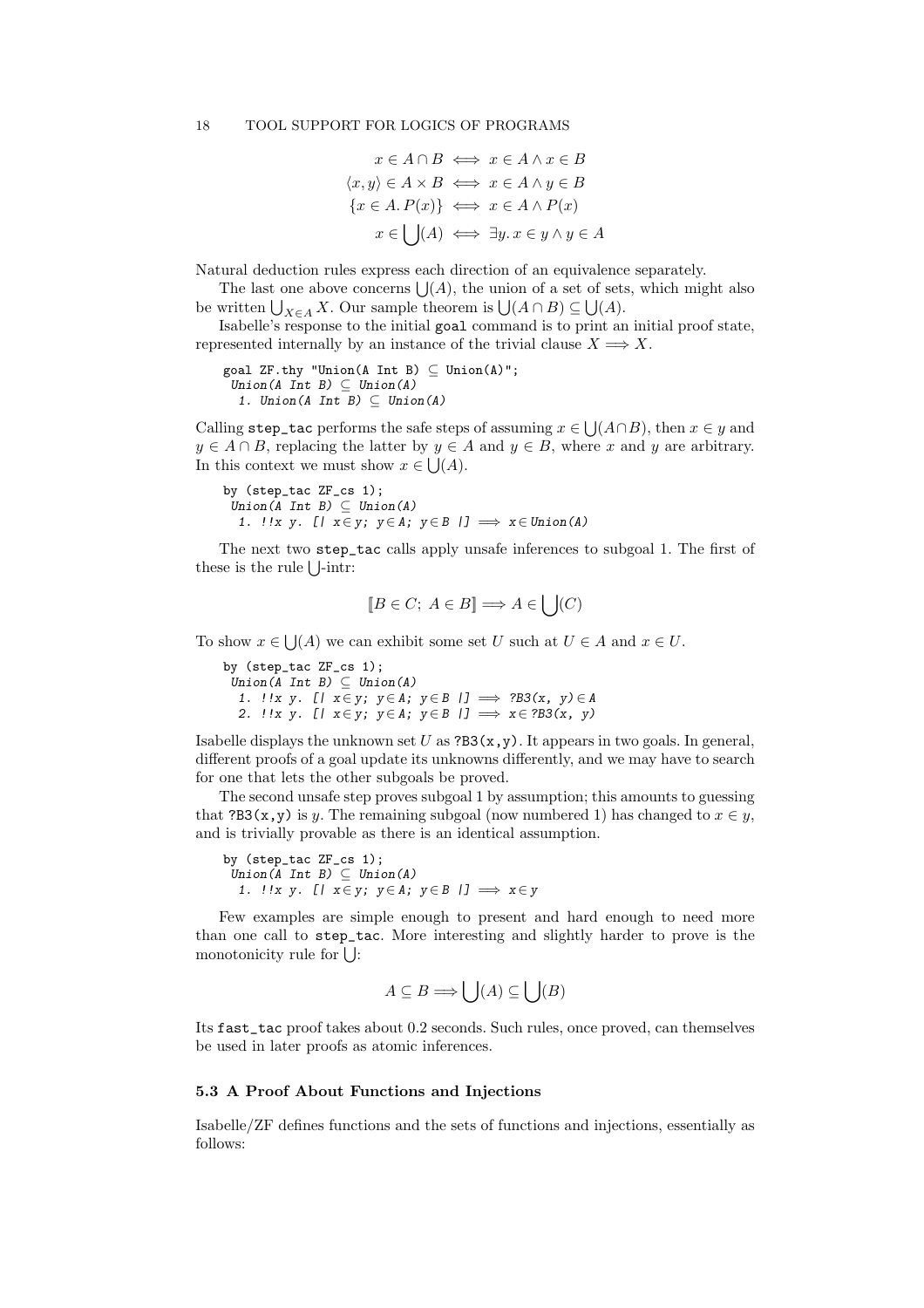$$
\begin{aligned}
x \in A \cap B &\iff x \in A \wedge x \in B \\
\langle x, y\rangle \in A \times B &\iff x \in A \wedge y \in B \\
\{x \in A.\, P(x)\} &\iff x \in A \wedge P(x) \\
x \in \bigcup(A) &\iff \exists y.\, x \in y \wedge y \in A
\end{aligned}
$$

Natural deduction rules express each direction of an equivalence separately.

The last one above concerns $\bigcup(A)$, the union of a set of sets, which might also be written $\bigcup_{X \in A} X$. Our sample theorem is $\bigcup(A \cap B) \subseteq \bigcup(A)$.

Isabelle's response to the initial `goal` command is to print an initial proof state, represented internally by an instance of the trivial clause $X \Longrightarrow X$.

```
goal ZF.thy "Union(A Int B) ⊆ Union(A)";
 Union(A Int B) ⊆ Union(A)
  1. Union(A Int B) ⊆ Union(A)
```

Calling `step_tac` performs the safe steps of assuming $x \in \bigcup(A \cap B)$, then $x \in y$ and $y \in A \cap B$, replacing the latter by $y \in A$ and $y \in B$, where $x$ and $y$ are arbitrary. In this context we must show $x \in \bigcup(A)$.

```
by (step_tac ZF_cs 1);
 Union(A Int B) ⊆ Union(A)
  1. !!x y. [| x∈y; y∈A; y∈B |] ⟹ x∈Union(A)
```

The next two `step_tac` calls apply unsafe inferences to subgoal 1. The first of these is the rule $\bigcup$-intr:

$$
[\![B \in C;\ A \in B]\!] \Longrightarrow A \in \bigcup(C)
$$

To show $x \in \bigcup(A)$ we can exhibit some set $U$ such at $U \in A$ and $x \in U$.

```
by (step_tac ZF_cs 1);
 Union(A Int B) ⊆ Union(A)
  1. !!x y. [| x∈y; y∈A; y∈B |] ⟹ ?B3(x, y)∈A
  2. !!x y. [| x∈y; y∈A; y∈B |] ⟹ x∈?B3(x, y)
```

Isabelle displays the unknown set $U$ as `?B3(x,y)`. It appears in two goals. In general, different proofs of a goal update its unknowns differently, and we may have to search for one that lets the other subgoals be proved.

The second unsafe step proves subgoal 1 by assumption; this amounts to guessing that `?B3(x,y)` is $y$. The remaining subgoal (now numbered 1) has changed to $x \in y$, and is trivially provable as there is an identical assumption.

```
by (step_tac ZF_cs 1);
 Union(A Int B) ⊆ Union(A)
  1. !!x y. [| x∈y; y∈A; y∈B |] ⟹ x∈y
```

Few examples are simple enough to present and hard enough to need more than one call to `step_tac`. More interesting and slightly harder to prove is the monotonicity rule for $\bigcup$:

$$
A \subseteq B \Longrightarrow \bigcup(A) \subseteq \bigcup(B)
$$

Its `fast_tac` proof takes about 0.2 seconds. Such rules, once proved, can themselves be used in later proofs as atomic inferences.

### 5.3 A Proof About Functions and Injections

Isabelle/ZF defines functions and the sets of functions and injections, essentially as follows: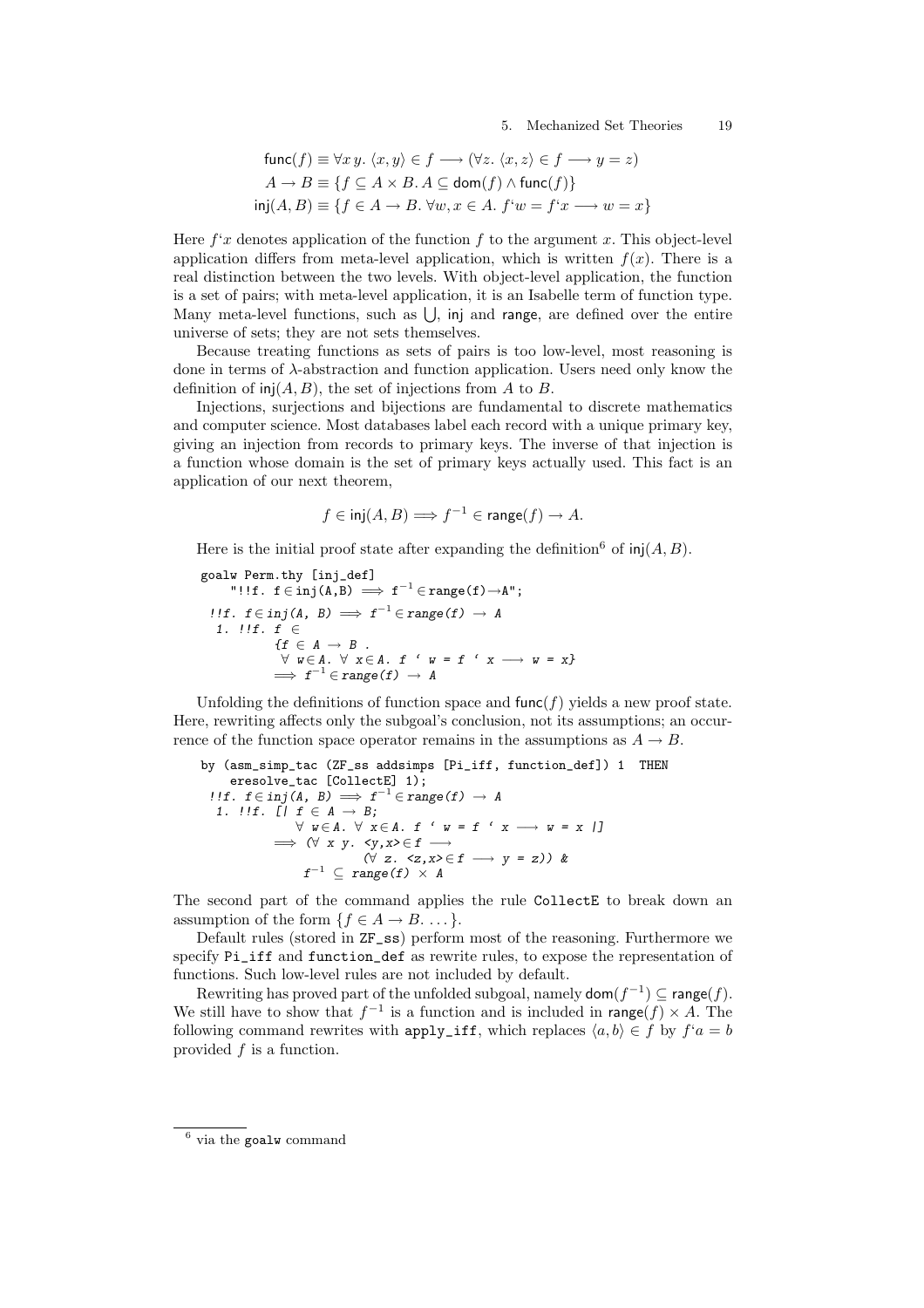$$\mathsf{func}(f) \equiv \forall x\, y.\ \langle x, y\rangle \in f \longrightarrow (\forall z.\ \langle x, z\rangle \in f \longrightarrow y = z)$$

$$A \to B \equiv \{f \subseteq A \times B.\ A \subseteq \mathsf{dom}(f) \wedge \mathsf{func}(f)\}$$

$$\mathsf{inj}(A, B) \equiv \{f \in A \to B.\ \forall w, x \in A.\ f`w = f`x \longrightarrow w = x\}$$

Here $f`x$ denotes application of the function $f$ to the argument $x$. This object-level application differs from meta-level application, which is written $f(x)$. There is a real distinction between the two levels. With object-level application, the function is a set of pairs; with meta-level application, it is an Isabelle term of function type. Many meta-level functions, such as $\bigcup$, $\mathsf{inj}$ and $\mathsf{range}$, are defined over the entire universe of sets; they are not sets themselves.

Because treating functions as sets of pairs is too low-level, most reasoning is done in terms of $\lambda$-abstraction and function application. Users need only know the definition of $\mathsf{inj}(A, B)$, the set of injections from $A$ to $B$.

Injections, surjections and bijections are fundamental to discrete mathematics and computer science. Most databases label each record with a unique primary key, giving an injection from records to primary keys. The inverse of that injection is a function whose domain is the set of primary keys actually used. This fact is an application of our next theorem,

$$f \in \mathsf{inj}(A, B) \Longrightarrow f^{-1} \in \mathsf{range}(f) \to A.$$

Here is the initial proof state after expanding the definition[6] of $\mathsf{inj}(A, B)$.

```
goalw Perm.thy [inj_def]
    "!!f. f∈inj(A,B) ⟹ f⁻¹∈range(f)→A";
!!f. f∈inj(A, B) ⟹ f⁻¹∈range(f) → A
 1. !!f. f ∈
         {f ∈ A → B .
          ∀ w∈A. ∀ x∈A. f ` w = f ` x ⟶ w = x}
         ⟹ f⁻¹∈range(f) → A
```

Unfolding the definitions of function space and $\mathsf{func}(f)$ yields a new proof state. Here, rewriting affects only the subgoal's conclusion, not its assumptions; an occurrence of the function space operator remains in the assumptions as $A \to B$.

```
by (asm_simp_tac (ZF_ss addsimps [Pi_iff, function_def]) 1  THEN
    eresolve_tac [CollectE] 1);
!!f. f∈inj(A, B) ⟹ f⁻¹∈range(f) → A
 1. !!f. [| f ∈ A → B;
            ∀ w∈A. ∀ x∈A. f ` w = f ` x ⟶ w = x |]
         ⟹ (∀ x y. <y,x>∈f ⟶
                   (∀ z. <z,x>∈f ⟶ y = z)) &
            f⁻¹ ⊆ range(f) × A
```

The second part of the command applies the rule CollectE to break down an assumption of the form $\{f \in A \to B. \ldots\}$.

Default rules (stored in ZF_ss) perform most of the reasoning. Furthermore we specify Pi_iff and function_def as rewrite rules, to expose the representation of functions. Such low-level rules are not included by default.

Rewriting has proved part of the unfolded subgoal, namely $\mathsf{dom}(f^{-1}) \subseteq \mathsf{range}(f)$. We still have to show that $f^{-1}$ is a function and is included in $\mathsf{range}(f) \times A$. The following command rewrites with apply_iff, which replaces $\langle a, b\rangle \in f$ by $f`a = b$ provided $f$ is a function.

[6] via the goalw command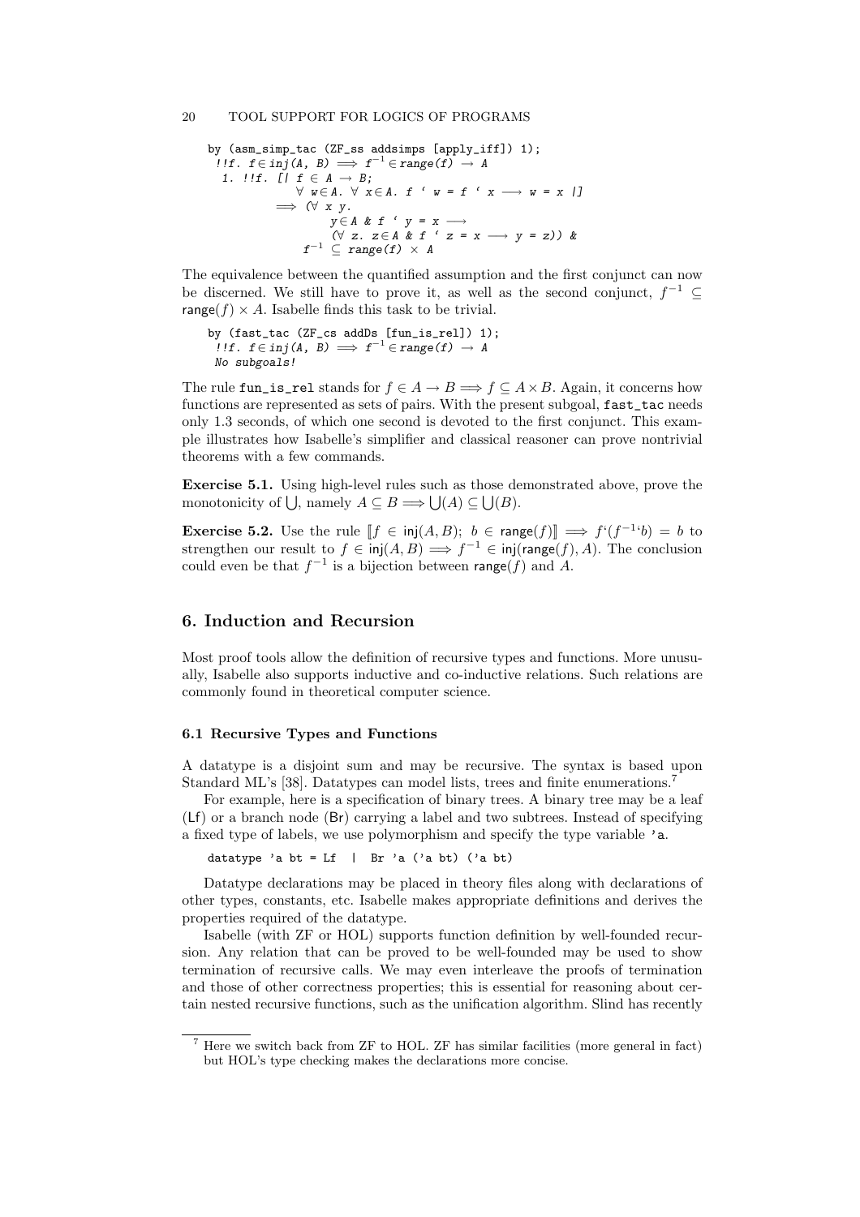```
by (asm_simp_tac (ZF_ss addsimps [apply_iff]) 1);
 !!f. f∈inj(A, B) ⟹ f⁻¹ ∈ range(f) → A
  1. !!f. [| f ∈ A → B;
             ∀ w∈A. ∀ x∈A. f ` w = f ` x ⟶ w = x |]
          ⟹ (∀ x y.
                 y∈A & f ` y = x ⟶
                 (∀ z. z∈A & f ` z = x ⟶ y = z)) &
              f⁻¹ ⊆ range(f) × A
```

The equivalence between the quantified assumption and the first conjunct can now be discerned. We still have to prove it, as well as the second conjunct, $f^{-1} \subseteq \mathsf{range}(f) \times A$. Isabelle finds this task to be trivial.

```
by (fast_tac (ZF_cs addDs [fun_is_rel]) 1);
 !!f. f∈inj(A, B) ⟹ f⁻¹ ∈ range(f) → A
 No subgoals!
```

The rule `fun_is_rel` stands for $f \in A \to B \Longrightarrow f \subseteq A \times B$. Again, it concerns how functions are represented as sets of pairs. With the present subgoal, `fast_tac` needs only 1.3 seconds, of which one second is devoted to the first conjunct. This example illustrates how Isabelle's simplifier and classical reasoner can prove nontrivial theorems with a few commands.

**Exercise 5.1.** Using high-level rules such as those demonstrated above, prove the monotonicity of $\bigcup$, namely $A \subseteq B \Longrightarrow \bigcup(A) \subseteq \bigcup(B)$.

**Exercise 5.2.** Use the rule $[\![f \in \mathsf{inj}(A,B);\ b \in \mathsf{range}(f)]\!] \Longrightarrow f`(f^{-1}`b) = b$ to strengthen our result to $f \in \mathsf{inj}(A,B) \Longrightarrow f^{-1} \in \mathsf{inj}(\mathsf{range}(f), A)$. The conclusion could even be that $f^{-1}$ is a bijection between $\mathsf{range}(f)$ and $A$.

## 6. Induction and Recursion

Most proof tools allow the definition of recursive types and functions. More unusually, Isabelle also supports inductive and co-inductive relations. Such relations are commonly found in theoretical computer science.

### 6.1 Recursive Types and Functions

A datatype is a disjoint sum and may be recursive. The syntax is based upon Standard ML's [38]. Datatypes can model lists, trees and finite enumerations.[7]

For example, here is a specification of binary trees. A binary tree may be a leaf (Lf) or a branch node (Br) carrying a label and two subtrees. Instead of specifying a fixed type of labels, we use polymorphism and specify the type variable `'a`.

```
datatype 'a bt = Lf  |  Br 'a ('a bt) ('a bt)
```

Datatype declarations may be placed in theory files along with declarations of other types, constants, etc. Isabelle makes appropriate definitions and derives the properties required of the datatype.

Isabelle (with ZF or HOL) supports function definition by well-founded recursion. Any relation that can be proved to be well-founded may be used to show termination of recursive calls. We may even interleave the proofs of termination and those of other correctness properties; this is essential for reasoning about certain nested recursive functions, such as the unification algorithm. Slind has recently

[7] Here we switch back from ZF to HOL. ZF has similar facilities (more general in fact) but HOL's type checking makes the declarations more concise.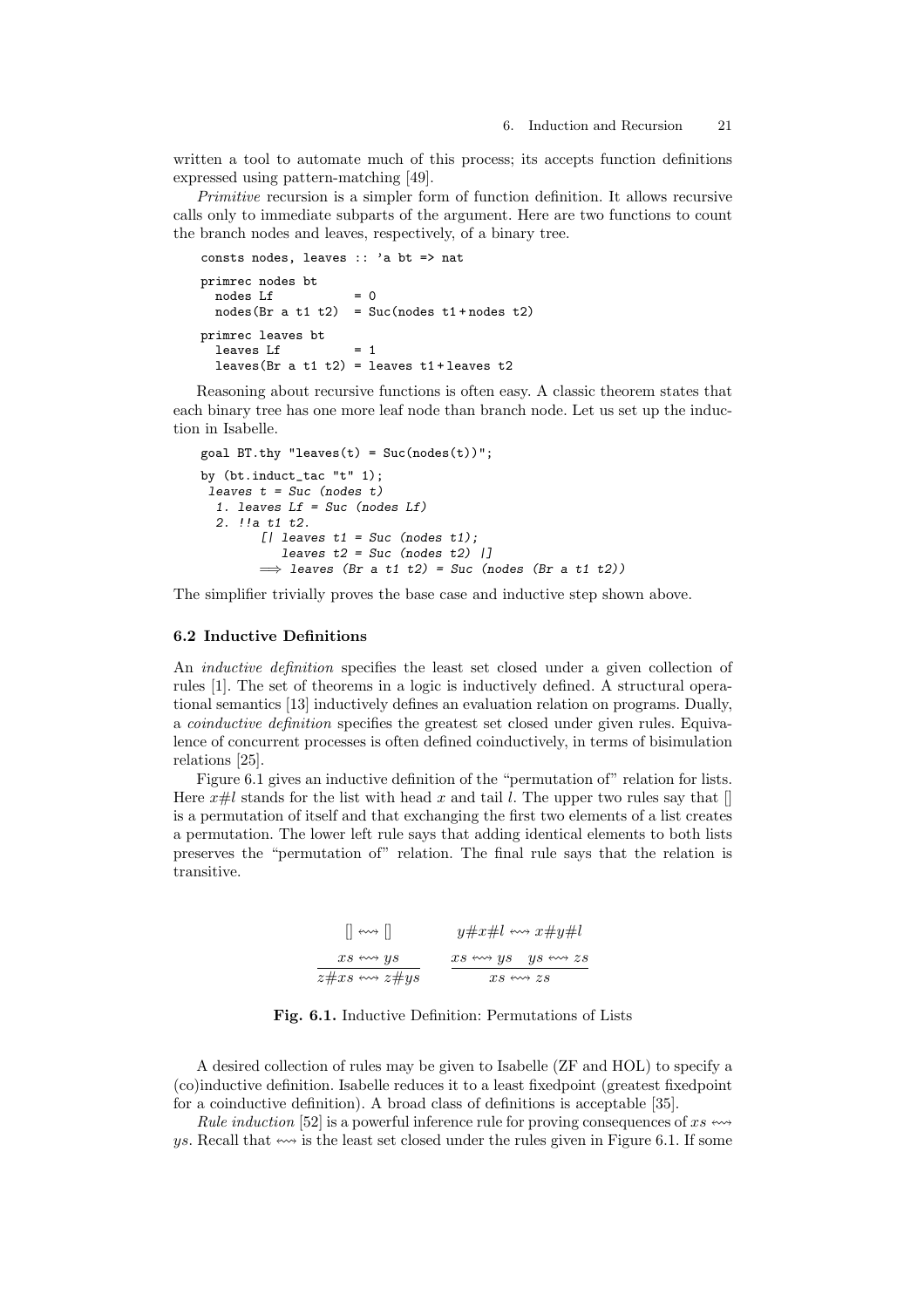written a tool to automate much of this process; its accepts function definitions expressed using pattern-matching [49].

*Primitive* recursion is a simpler form of function definition. It allows recursive calls only to immediate subparts of the argument. Here are two functions to count the branch nodes and leaves, respectively, of a binary tree.

```
consts nodes, leaves :: 'a bt => nat

primrec nodes bt
  nodes Lf           = 0
  nodes(Br a t1 t2)  = Suc(nodes t1 + nodes t2)

primrec leaves bt
  leaves Lf          = 1
  leaves(Br a t1 t2) = leaves t1 + leaves t2
```

Reasoning about recursive functions is often easy. A classic theorem states that each binary tree has one more leaf node than branch node. Let us set up the induction in Isabelle.

```
goal BT.thy "leaves(t) = Suc(nodes(t))";

by (bt.induct_tac "t" 1);
 leaves t = Suc (nodes t)
  1. leaves Lf = Suc (nodes Lf)
  2. !!a t1 t2.
        [| leaves t1 = Suc (nodes t1);
           leaves t2 = Suc (nodes t2) |]
        ==> leaves (Br a t1 t2) = Suc (nodes (Br a t1 t2))
```

The simplifier trivially proves the base case and inductive step shown above.

### 6.2 Inductive Definitions

An *inductive definition* specifies the least set closed under a given collection of rules [1]. The set of theorems in a logic is inductively defined. A structural operational semantics [13] inductively defines an evaluation relation on programs. Dually, a *coinductive definition* specifies the greatest set closed under given rules. Equivalence of concurrent processes is often defined coinductively, in terms of bisimulation relations [25].

Figure 6.1 gives an inductive definition of the "permutation of" relation for lists. Here $x\#l$ stands for the list with head $x$ and tail $l$. The upper two rules say that [] is a permutation of itself and that exchanging the first two elements of a list creates a permutation. The lower left rule says that adding identical elements to both lists preserves the "permutation of" relation. The final rule says that the relation is transitive.

$$[] \leftrightsquigarrow [] \qquad\qquad y\#x\#l \leftrightsquigarrow x\#y\#l$$

$$\frac{xs \leftrightsquigarrow ys}{z\#xs \leftrightsquigarrow z\#ys} \qquad\qquad \frac{xs \leftrightsquigarrow ys \quad ys \leftrightsquigarrow zs}{xs \leftrightsquigarrow zs}$$

**Fig. 6.1.** Inductive Definition: Permutations of Lists

A desired collection of rules may be given to Isabelle (ZF and HOL) to specify a (co)inductive definition. Isabelle reduces it to a least fixedpoint (greatest fixedpoint for a coinductive definition). A broad class of definitions is acceptable [35].

*Rule induction* [52] is a powerful inference rule for proving consequences of $xs \leftrightsquigarrow ys$. Recall that $\leftrightsquigarrow$ is the least set closed under the rules given in Figure 6.1. If some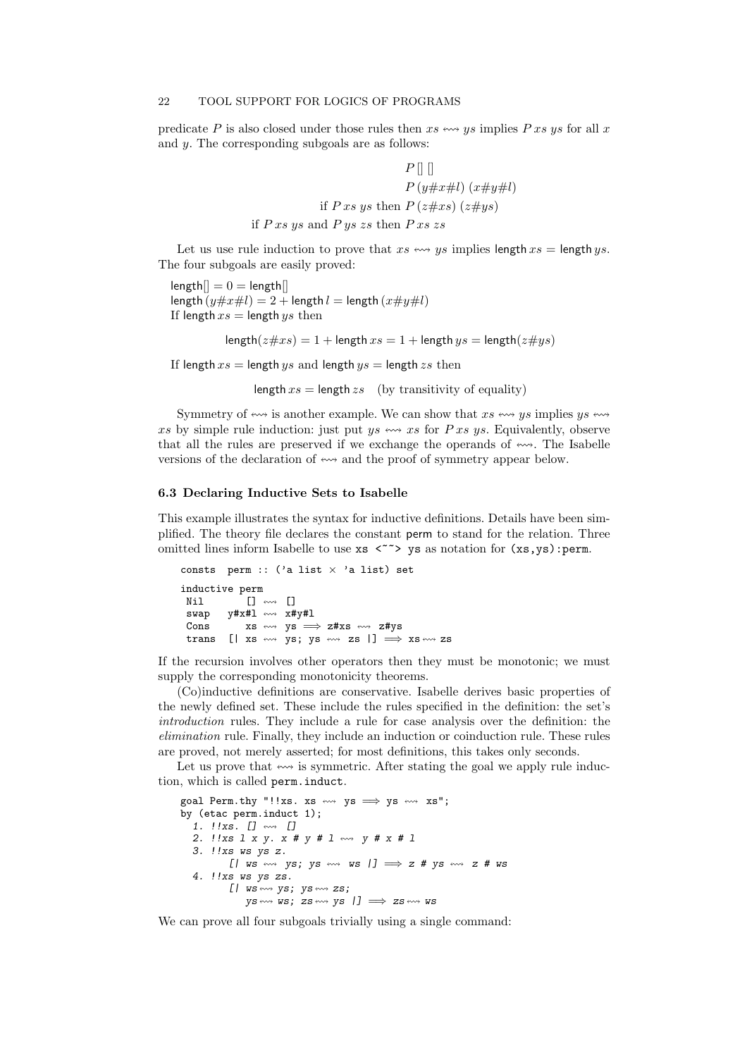predicate $P$ is also closed under those rules then $xs \leadsto ys$ implies $P\,xs\,ys$ for all $x$ and $y$. The corresponding subgoals are as follows:

$$P\,[]\,[]$$
$$P\,(y\#x\#l)\,(x\#y\#l)$$
$$\text{if } P\,xs\,ys \text{ then } P\,(z\#xs)\,(z\#ys)$$
$$\text{if } P\,xs\,ys \text{ and } P\,ys\,zs \text{ then } P\,xs\,zs$$

Let us use rule induction to prove that $xs \leadsto ys$ implies $\mathsf{length}\,xs = \mathsf{length}\,ys$. The four subgoals are easily proved:

$\mathsf{length}[] = 0 = \mathsf{length}[]$
$\mathsf{length}\,(y\#x\#l) = 2 + \mathsf{length}\,l = \mathsf{length}\,(x\#y\#l)$
If $\mathsf{length}\,xs = \mathsf{length}\,ys$ then

$$\mathsf{length}(z\#xs) = 1 + \mathsf{length}\,xs = 1 + \mathsf{length}\,ys = \mathsf{length}(z\#ys)$$

If $\mathsf{length}\,xs = \mathsf{length}\,ys$ and $\mathsf{length}\,ys = \mathsf{length}\,zs$ then

$$\mathsf{length}\,xs = \mathsf{length}\,zs \quad \text{(by transitivity of equality)}$$

Symmetry of $\leadsto$ is another example. We can show that $xs \leadsto ys$ implies $ys \leadsto xs$ by simple rule induction: just put $ys \leadsto xs$ for $P\,xs\,ys$. Equivalently, observe that all the rules are preserved if we exchange the operands of $\leadsto$. The Isabelle versions of the declaration of $\leadsto$ and the proof of symmetry appear below.

### 6.3 Declaring Inductive Sets to Isabelle

This example illustrates the syntax for inductive definitions. Details have been simplified. The theory file declares the constant perm to stand for the relation. Three omitted lines inform Isabelle to use `xs <~~> ys` as notation for `(xs,ys):perm`.

```
consts  perm :: ('a list × 'a list) set

inductive perm
 Nil       [] ⇝ []
 swap   y#x#l ⇝ x#y#l
 Cons      xs ⇝ ys ⟹ z#xs ⇝ z#ys
 trans  [| xs ⇝ ys; ys ⇝ zs |] ⟹ xs ⇝ zs
```

If the recursion involves other operators then they must be monotonic; we must supply the corresponding monotonicity theorems.

(Co)inductive definitions are conservative. Isabelle derives basic properties of the newly defined set. These include the rules specified in the definition: the set's *introduction* rules. They include a rule for case analysis over the definition: the *elimination* rule. Finally, they include an induction or coinduction rule. These rules are proved, not merely asserted; for most definitions, this takes only seconds.

Let us prove that $\leadsto$ is symmetric. After stating the goal we apply rule induction, which is called `perm.induct`.

```
goal Perm.thy "!!xs. xs ⇝ ys ⟹ ys ⇝ xs";
by (etac perm.induct 1);
  1. !!xs. [] ⇝ []
  2. !!xs l x y. x # y # l ⇝ y # x # l
  3. !!xs ws ys z.
        [| ws ⇝ ys; ys ⇝ ws |] ⟹ z # ys ⇝ z # ws
  4. !!xs ws ys zs.
        [| ws ⇝ ys; ys ⇝ zs;
           ys ⇝ ws; zs ⇝ ys |] ⟹ zs ⇝ ws
```

We can prove all four subgoals trivially using a single command: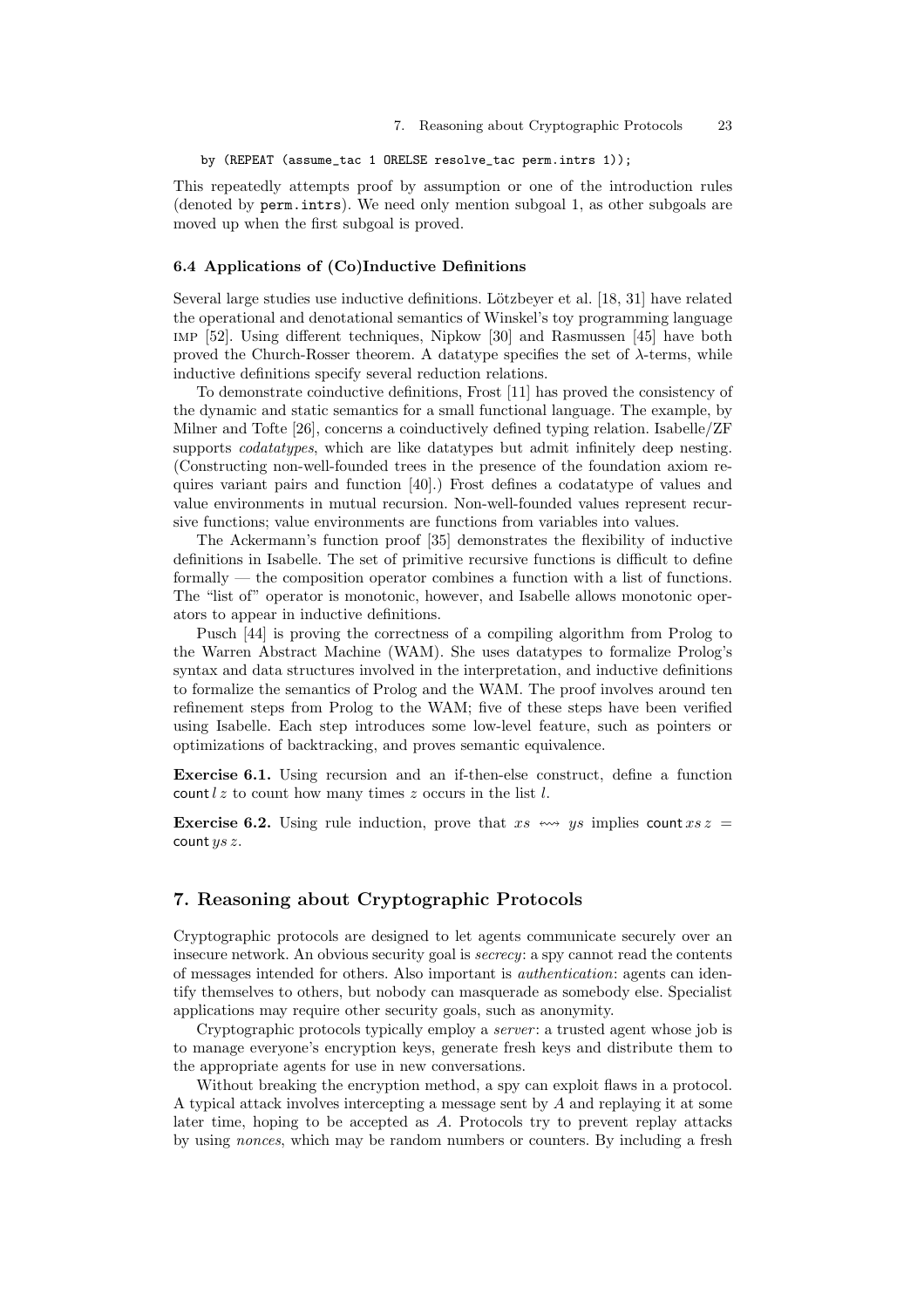```
by (REPEAT (assume_tac 1 ORELSE resolve_tac perm.intrs 1));
```

This repeatedly attempts proof by assumption or one of the introduction rules (denoted by `perm.intrs`). We need only mention subgoal 1, as other subgoals are moved up when the first subgoal is proved.

### 6.4 Applications of (Co)Inductive Definitions

Several large studies use inductive definitions. Lötzbeyer et al. [18, 31] have related the operational and denotational semantics of Winskel's toy programming language IMP [52]. Using different techniques, Nipkow [30] and Rasmussen [45] have both proved the Church-Rosser theorem. A datatype specifies the set of $\lambda$-terms, while inductive definitions specify several reduction relations.

To demonstrate coinductive definitions, Frost [11] has proved the consistency of the dynamic and static semantics for a small functional language. The example, by Milner and Tofte [26], concerns a coinductively defined typing relation. Isabelle/ZF supports *codatatypes*, which are like datatypes but admit infinitely deep nesting. (Constructing non-well-founded trees in the presence of the foundation axiom requires variant pairs and function [40].) Frost defines a codatatype of values and value environments in mutual recursion. Non-well-founded values represent recursive functions; value environments are functions from variables into values.

The Ackermann's function proof [35] demonstrates the flexibility of inductive definitions in Isabelle. The set of primitive recursive functions is difficult to define formally — the composition operator combines a function with a list of functions. The "list of" operator is monotonic, however, and Isabelle allows monotonic operators to appear in inductive definitions.

Pusch [44] is proving the correctness of a compiling algorithm from Prolog to the Warren Abstract Machine (WAM). She uses datatypes to formalize Prolog's syntax and data structures involved in the interpretation, and inductive definitions to formalize the semantics of Prolog and the WAM. The proof involves around ten refinement steps from Prolog to the WAM; five of these steps have been verified using Isabelle. Each step introduces some low-level feature, such as pointers or optimizations of backtracking, and proves semantic equivalence.

**Exercise 6.1.** Using recursion and an if-then-else construct, define a function $\mathsf{count}\, l\, z$ to count how many times $z$ occurs in the list $l$.

**Exercise 6.2.** Using rule induction, prove that $xs \leftrightsquigarrow ys$ implies $\mathsf{count}\, xs\, z = \mathsf{count}\, ys\, z$.

## 7. Reasoning about Cryptographic Protocols

Cryptographic protocols are designed to let agents communicate securely over an insecure network. An obvious security goal is *secrecy*: a spy cannot read the contents of messages intended for others. Also important is *authentication*: agents can identify themselves to others, but nobody can masquerade as somebody else. Specialist applications may require other security goals, such as anonymity.

Cryptographic protocols typically employ a *server*: a trusted agent whose job is to manage everyone's encryption keys, generate fresh keys and distribute them to the appropriate agents for use in new conversations.

Without breaking the encryption method, a spy can exploit flaws in a protocol. A typical attack involves intercepting a message sent by $A$ and replaying it at some later time, hoping to be accepted as $A$. Protocols try to prevent replay attacks by using *nonces*, which may be random numbers or counters. By including a fresh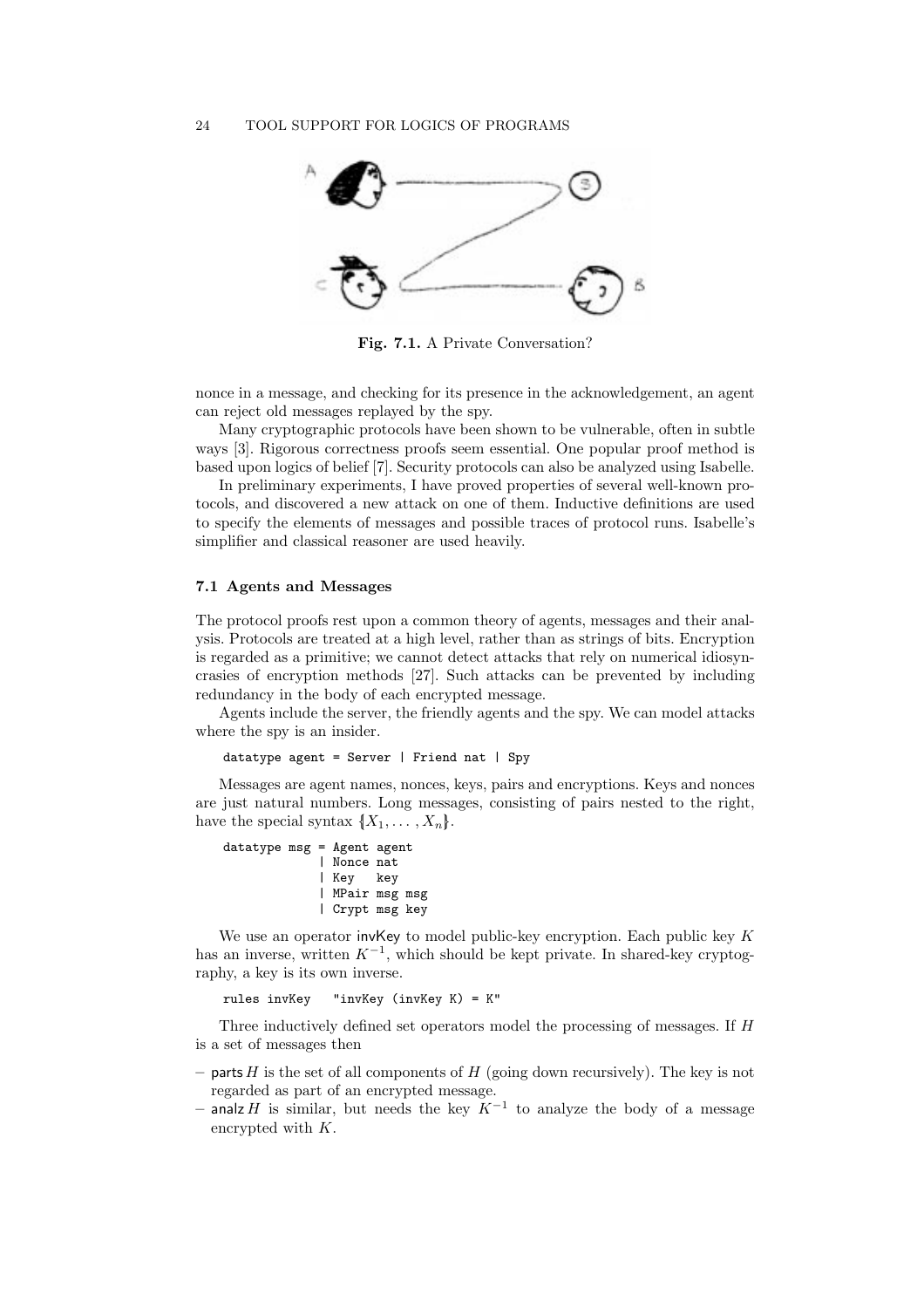**Fig. 7.1.** A Private Conversation?

nonce in a message, and checking for its presence in the acknowledgement, an agent can reject old messages replayed by the spy.

Many cryptographic protocols have been shown to be vulnerable, often in subtle ways [3]. Rigorous correctness proofs seem essential. One popular proof method is based upon logics of belief [7]. Security protocols can also be analyzed using Isabelle.

In preliminary experiments, I have proved properties of several well-known protocols, and discovered a new attack on one of them. Inductive definitions are used to specify the elements of messages and possible traces of protocol runs. Isabelle's simplifier and classical reasoner are used heavily.

### 7.1 Agents and Messages

The protocol proofs rest upon a common theory of agents, messages and their analysis. Protocols are treated at a high level, rather than as strings of bits. Encryption is regarded as a primitive; we cannot detect attacks that rely on numerical idiosyncrasies of encryption methods [27]. Such attacks can be prevented by including redundancy in the body of each encrypted message.

Agents include the server, the friendly agents and the spy. We can model attacks where the spy is an insider.

```
datatype agent = Server | Friend nat | Spy
```

Messages are agent names, nonces, keys, pairs and encryptions. Keys and nonces are just natural numbers. Long messages, consisting of pairs nested to the right, have the special syntax $\{\!|X_1, \ldots, X_n|\!\}$.

```
datatype msg = Agent agent
             | Nonce nat
             | Key   key
             | MPair msg msg
             | Crypt msg key
```

We use an operator invKey to model public-key encryption. Each public key $K$ has an inverse, written $K^{-1}$, which should be kept private. In shared-key cryptography, a key is its own inverse.

```
rules invKey   "invKey (invKey K) = K"
```

Three inductively defined set operators model the processing of messages. If $H$ is a set of messages then

- parts $H$ is the set of all components of $H$ (going down recursively). The key is not regarded as part of an encrypted message.
- analz $H$ is similar, but needs the key $K^{-1}$ to analyze the body of a message encrypted with $K$.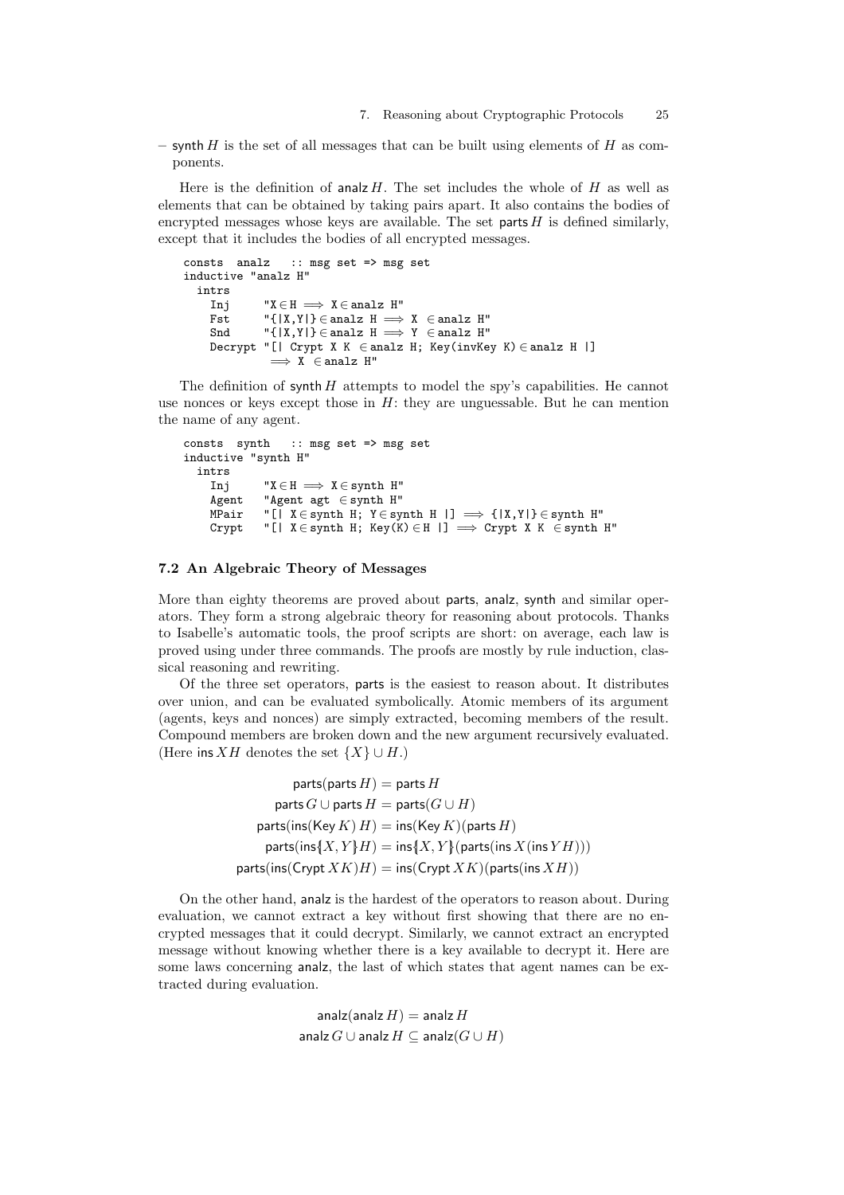– $\mathsf{synth}\, H$ is the set of all messages that can be built using elements of $H$ as components.

Here is the definition of $\mathsf{analz}\, H$. The set includes the whole of $H$ as well as elements that can be obtained by taking pairs apart. It also contains the bodies of encrypted messages whose keys are available. The set $\mathsf{parts}\, H$ is defined similarly, except that it includes the bodies of all encrypted messages.

```
consts  analz   :: msg set => msg set
inductive "analz H"
  intrs
    Inj     "X ∈ H ⟹ X ∈ analz H"
    Fst     "{|X,Y|} ∈ analz H ⟹ X  ∈ analz H"
    Snd     "{|X,Y|} ∈ analz H ⟹ Y  ∈ analz H"
    Decrypt "[| Crypt X K  ∈ analz H; Key(invKey K) ∈ analz H |]
             ⟹ X  ∈ analz H"
```

The definition of $\mathsf{synth}\, H$ attempts to model the spy's capabilities. He cannot use nonces or keys except those in $H$: they are unguessable. But he can mention the name of any agent.

```
consts  synth   :: msg set => msg set
inductive "synth H"
  intrs
    Inj     "X ∈ H ⟹ X ∈ synth H"
    Agent   "Agent agt  ∈ synth H"
    MPair   "[| X ∈ synth H; Y ∈ synth H |] ⟹ {|X,Y|} ∈ synth H"
    Crypt   "[| X ∈ synth H; Key(K) ∈ H |] ⟹ Crypt X K  ∈ synth H"
```

### 7.2 An Algebraic Theory of Messages

More than eighty theorems are proved about parts, analz, synth and similar operators. They form a strong algebraic theory for reasoning about protocols. Thanks to Isabelle's automatic tools, the proof scripts are short: on average, each law is proved using under three commands. The proofs are mostly by rule induction, classical reasoning and rewriting.

Of the three set operators, parts is the easiest to reason about. It distributes over union, and can be evaluated symbolically. Atomic members of its argument (agents, keys and nonces) are simply extracted, becoming members of the result. Compound members are broken down and the new argument recursively evaluated. (Here $\mathsf{ins}\, X H$ denotes the set $\{X\} \cup H$.)

$$
\begin{aligned}
\mathsf{parts}(\mathsf{parts}\, H) &= \mathsf{parts}\, H \\
\mathsf{parts}\, G \cup \mathsf{parts}\, H &= \mathsf{parts}(G \cup H) \\
\mathsf{parts}(\mathsf{ins}(\mathsf{Key}\, K)\, H) &= \mathsf{ins}(\mathsf{Key}\, K)(\mathsf{parts}\, H) \\
\mathsf{parts}(\mathsf{ins}\{\!|X, Y|\!\}H) &= \mathsf{ins}\{\!|X, Y|\!\}(\mathsf{parts}(\mathsf{ins}\, X (\mathsf{ins}\, Y H))) \\
\mathsf{parts}(\mathsf{ins}(\mathsf{Crypt}\, X K)H) &= \mathsf{ins}(\mathsf{Crypt}\, X K)(\mathsf{parts}(\mathsf{ins}\, X H))
\end{aligned}
$$

On the other hand, analz is the hardest of the operators to reason about. During evaluation, we cannot extract a key without first showing that there are no encrypted messages that it could decrypt. Similarly, we cannot extract an encrypted message without knowing whether there is a key available to decrypt it. Here are some laws concerning analz, the last of which states that agent names can be extracted during evaluation.

$$
\begin{aligned}
\mathsf{analz}(\mathsf{analz}\, H) &= \mathsf{analz}\, H \\
\mathsf{analz}\, G \cup \mathsf{analz}\, H &\subseteq \mathsf{analz}(G \cup H)
\end{aligned}
$$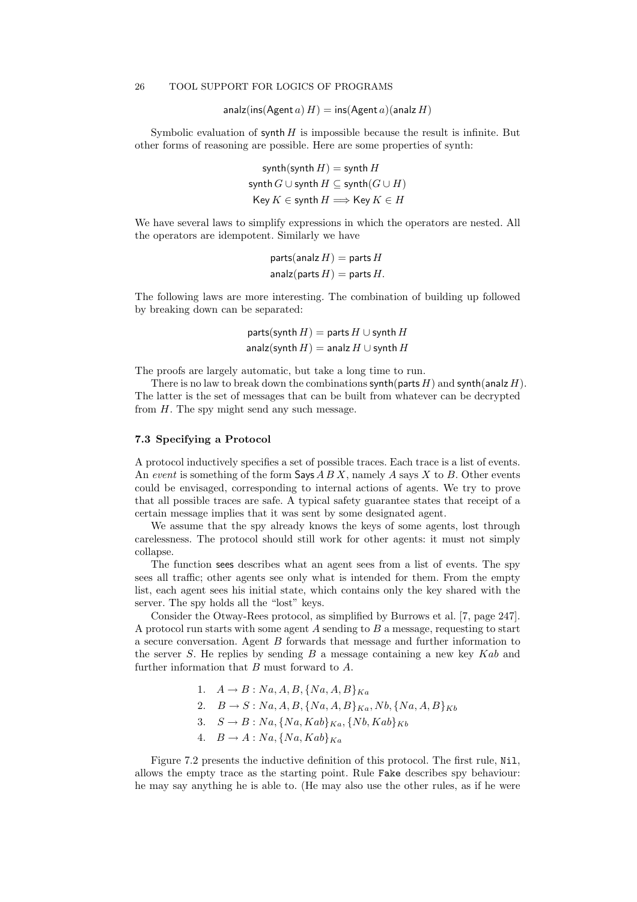$$\mathsf{analz}(\mathsf{ins}(\mathsf{Agent}\, a)\, H) = \mathsf{ins}(\mathsf{Agent}\, a)(\mathsf{analz}\, H)$$

Symbolic evaluation of $\mathsf{synth}\, H$ is impossible because the result is infinite. But other forms of reasoning are possible. Here are some properties of synth:

$$\mathsf{synth}(\mathsf{synth}\, H) = \mathsf{synth}\, H$$
$$\mathsf{synth}\, G \cup \mathsf{synth}\, H \subseteq \mathsf{synth}(G \cup H)$$
$$\mathsf{Key}\, K \in \mathsf{synth}\, H \Longrightarrow \mathsf{Key}\, K \in H$$

We have several laws to simplify expressions in which the operators are nested. All the operators are idempotent. Similarly we have

$$\mathsf{parts}(\mathsf{analz}\, H) = \mathsf{parts}\, H$$
$$\mathsf{analz}(\mathsf{parts}\, H) = \mathsf{parts}\, H.$$

The following laws are more interesting. The combination of building up followed by breaking down can be separated:

$$\mathsf{parts}(\mathsf{synth}\, H) = \mathsf{parts}\, H \cup \mathsf{synth}\, H$$
$$\mathsf{analz}(\mathsf{synth}\, H) = \mathsf{analz}\, H \cup \mathsf{synth}\, H$$

The proofs are largely automatic, but take a long time to run.

There is no law to break down the combinations $\mathsf{synth}(\mathsf{parts}\, H)$ and $\mathsf{synth}(\mathsf{analz}\, H)$. The latter is the set of messages that can be built from whatever can be decrypted from $H$. The spy might send any such message.

### 7.3 Specifying a Protocol

A protocol inductively specifies a set of possible traces. Each trace is a list of events. An *event* is something of the form $\mathsf{Says}\, A\, B\, X$, namely $A$ says $X$ to $B$. Other events could be envisaged, corresponding to internal actions of agents. We try to prove that all possible traces are safe. A typical safety guarantee states that receipt of a certain message implies that it was sent by some designated agent.

We assume that the spy already knows the keys of some agents, lost through carelessness. The protocol should still work for other agents: it must not simply collapse.

The function sees describes what an agent sees from a list of events. The spy sees all traffic; other agents see only what is intended for them. From the empty list, each agent sees his initial state, which contains only the key shared with the server. The spy holds all the "lost" keys.

Consider the Otway-Rees protocol, as simplified by Burrows et al. [7, page 247]. A protocol run starts with some agent $A$ sending to $B$ a message, requesting to start a secure conversation. Agent $B$ forwards that message and further information to the server $S$. He replies by sending $B$ a message containing a new key $Kab$ and further information that $B$ must forward to $A$.

1. $A \rightarrow B : Na, A, B, \{Na, A, B\}_{Ka}$
2. $B \rightarrow S : Na, A, B, \{Na, A, B\}_{Ka}, Nb, \{Na, A, B\}_{Kb}$
3. $S \rightarrow B : Na, \{Na, Kab\}_{Ka}, \{Nb, Kab\}_{Kb}$
4. $B \rightarrow A : Na, \{Na, Kab\}_{Ka}$

Figure 7.2 presents the inductive definition of this protocol. The first rule, `Nil`, allows the empty trace as the starting point. Rule `Fake` describes spy behaviour: he may say anything he is able to. (He may also use the other rules, as if he were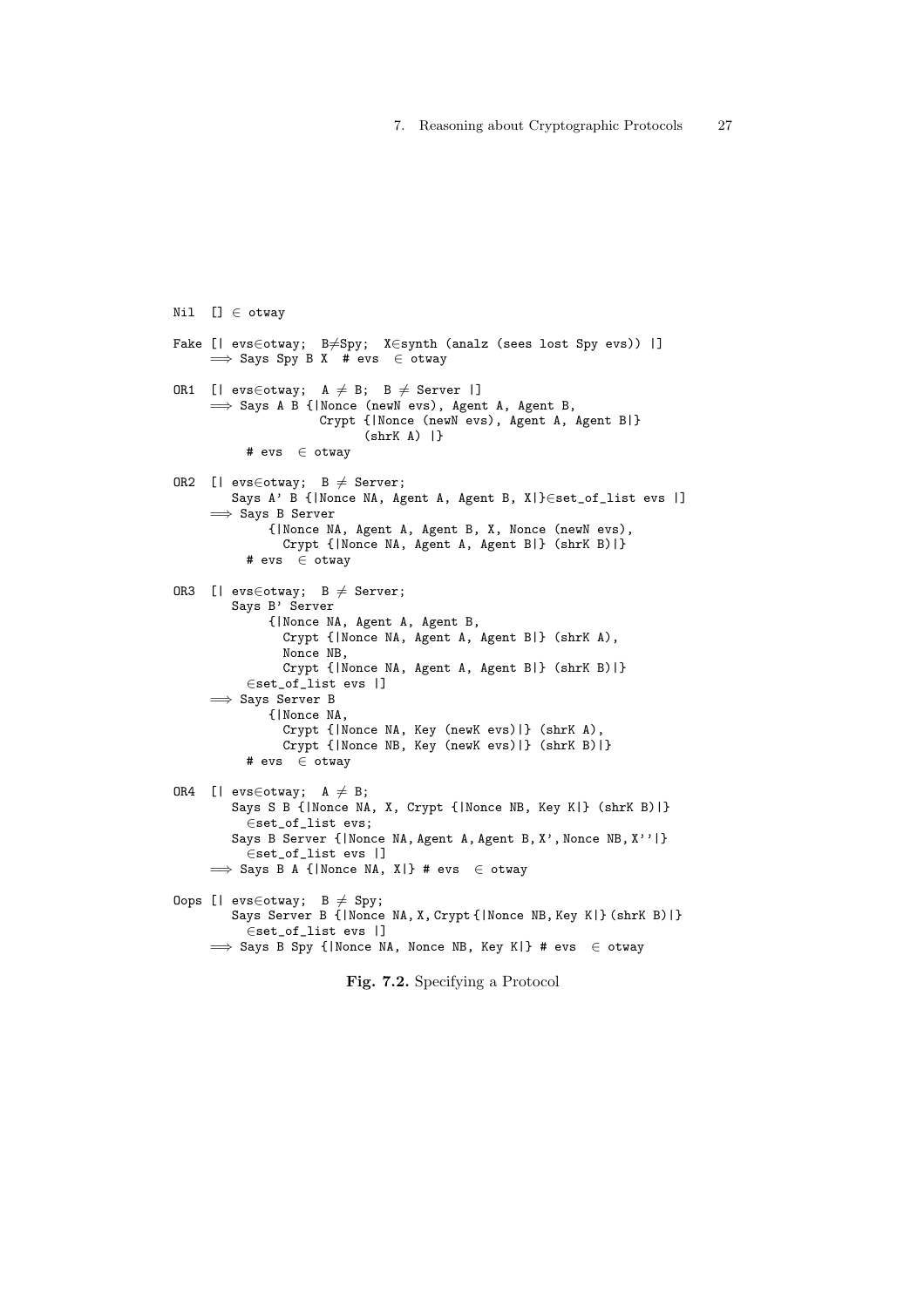```
Nil  [] ∈ otway

Fake [| evs∈otway;  B≠Spy;  X∈synth (analz (sees lost Spy evs)) |]
     ⟹ Says Spy B X  # evs  ∈ otway

OR1  [| evs∈otway;  A ≠ B;  B ≠ Server |]
     ⟹ Says A B {|Nonce (newN evs), Agent A, Agent B,
                   Crypt {|Nonce (newN evs), Agent A, Agent B|}
                         (shrK A) |}
          # evs  ∈ otway

OR2  [| evs∈otway;  B ≠ Server;
        Says A' B {|Nonce NA, Agent A, Agent B, X|}∈set_of_list evs |]
     ⟹ Says B Server
            {|Nonce NA, Agent A, Agent B, X, Nonce (newN evs),
              Crypt {|Nonce NA, Agent A, Agent B|} (shrK B)|}
          # evs  ∈ otway

OR3  [| evs∈otway;  B ≠ Server;
        Says B' Server
            {|Nonce NA, Agent A, Agent B,
              Crypt {|Nonce NA, Agent A, Agent B|} (shrK A),
              Nonce NB,
              Crypt {|Nonce NA, Agent A, Agent B|} (shrK B)|}
          ∈set_of_list evs |]
     ⟹ Says Server B
            {|Nonce NA,
              Crypt {|Nonce NA, Key (newK evs)|} (shrK A),
              Crypt {|Nonce NB, Key (newK evs)|} (shrK B)|}
          # evs  ∈ otway

OR4  [| evs∈otway;  A ≠ B;
        Says S B {|Nonce NA, X, Crypt {|Nonce NB, Key K|} (shrK B)|}
          ∈set_of_list evs;
        Says B Server {|Nonce NA, Agent A, Agent B, X', Nonce NB, X''|}
          ∈set_of_list evs |]
     ⟹ Says B A {|Nonce NA, X|} # evs  ∈ otway

Oops [| evs∈otway;  B ≠ Spy;
        Says Server B {|Nonce NA, X, Crypt {|Nonce NB, Key K|} (shrK B)|}
          ∈set_of_list evs |]
     ⟹ Says B Spy {|Nonce NA, Nonce NB, Key K|} # evs  ∈ otway
```

**Fig. 7.2.** Specifying a Protocol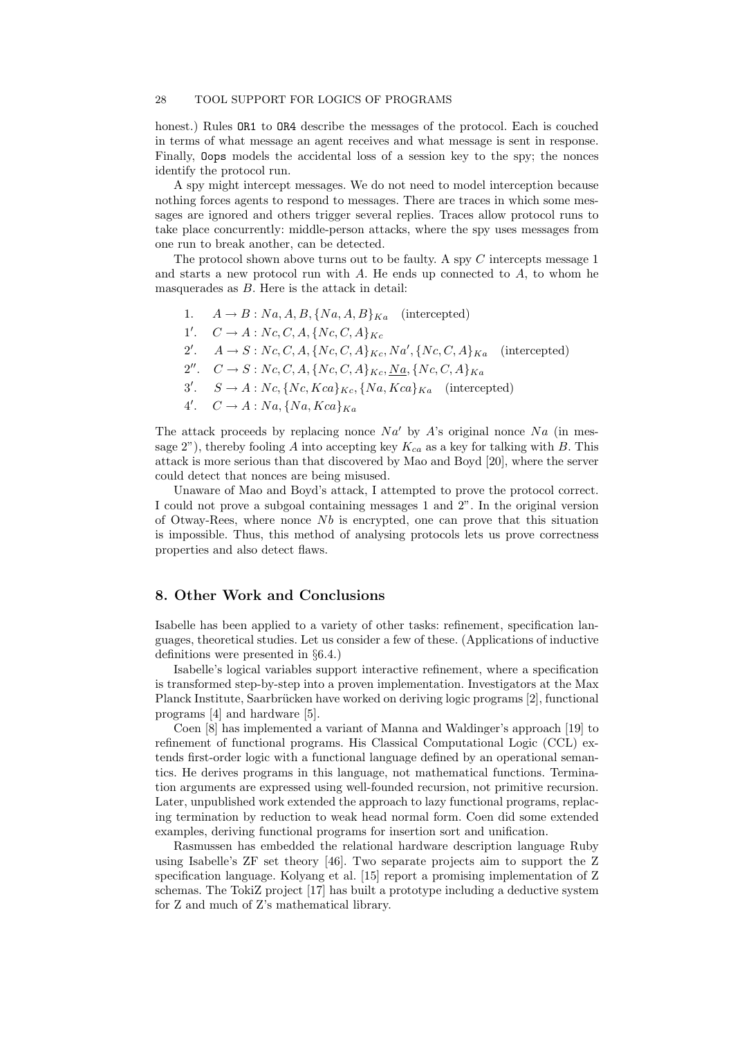honest.) Rules `OR1` to `OR4` describe the messages of the protocol. Each is couched in terms of what message an agent receives and what message is sent in response. Finally, `Oops` models the accidental loss of a session key to the spy; the nonces identify the protocol run.

A spy might intercept messages. We do not need to model interception because nothing forces agents to respond to messages. There are traces in which some messages are ignored and others trigger several replies. Traces allow protocol runs to take place concurrently: middle-person attacks, where the spy uses messages from one run to break another, can be detected.

The protocol shown above turns out to be faulty. A spy $C$ intercepts message 1 and starts a new protocol run with $A$. He ends up connected to $A$, to whom he masquerades as $B$. Here is the attack in detail:

1. $A \to B : Na, A, B, \{Na, A, B\}_{Ka}$ (intercepted)

$1'$. $C \to A : Nc, C, A, \{Nc, C, A\}_{Kc}$

$2'$. $A \to S : Nc, C, A, \{Nc, C, A\}_{Kc}, Na', \{Nc, C, A\}_{Ka}$ (intercepted)

$2''$. $C \to S : Nc, C, A, \{Nc, C, A\}_{Kc}, \underline{Na}, \{Nc, C, A\}_{Ka}$

$3'$. $S \to A : Nc, \{Nc, Kca\}_{Kc}, \{Na, Kca\}_{Ka}$ (intercepted)

$4'$. $C \to A : Na, \{Na, Kca\}_{Ka}$

The attack proceeds by replacing nonce $Na'$ by $A$'s original nonce $Na$ (in message 2"), thereby fooling $A$ into accepting key $K_{ca}$ as a key for talking with $B$. This attack is more serious than that discovered by Mao and Boyd [20], where the server could detect that nonces are being misused.

Unaware of Mao and Boyd's attack, I attempted to prove the protocol correct. I could not prove a subgoal containing messages 1 and 2". In the original version of Otway-Rees, where nonce $Nb$ is encrypted, one can prove that this situation is impossible. Thus, this method of analysing protocols lets us prove correctness properties and also detect flaws.

## 8. Other Work and Conclusions

Isabelle has been applied to a variety of other tasks: refinement, specification languages, theoretical studies. Let us consider a few of these. (Applications of inductive definitions were presented in §6.4.)

Isabelle's logical variables support interactive refinement, where a specification is transformed step-by-step into a proven implementation. Investigators at the Max Planck Institute, Saarbrücken have worked on deriving logic programs [2], functional programs [4] and hardware [5].

Coen [8] has implemented a variant of Manna and Waldinger's approach [19] to refinement of functional programs. His Classical Computational Logic (CCL) extends first-order logic with a functional language defined by an operational semantics. He derives programs in this language, not mathematical functions. Termination arguments are expressed using well-founded recursion, not primitive recursion. Later, unpublished work extended the approach to lazy functional programs, replacing termination by reduction to weak head normal form. Coen did some extended examples, deriving functional programs for insertion sort and unification.

Rasmussen has embedded the relational hardware description language Ruby using Isabelle's ZF set theory [46]. Two separate projects aim to support the Z specification language. Kolyang et al. [15] report a promising implementation of Z schemas. The TokiZ project [17] has built a prototype including a deductive system for Z and much of Z's mathematical library.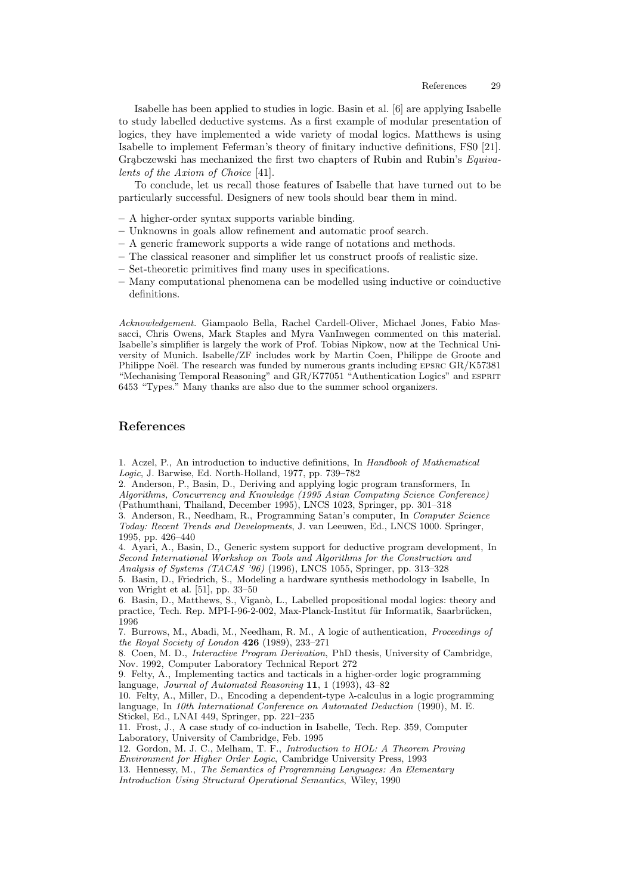Isabelle has been applied to studies in logic. Basin et al. [6] are applying Isabelle to study labelled deductive systems. As a first example of modular presentation of logics, they have implemented a wide variety of modal logics. Matthews is using Isabelle to implement Feferman's theory of finitary inductive definitions, FS0 [21]. Grąbczewski has mechanized the first two chapters of Rubin and Rubin's *Equivalents of the Axiom of Choice* [41].

To conclude, let us recall those features of Isabelle that have turned out to be particularly successful. Designers of new tools should bear them in mind.

- A higher-order syntax supports variable binding.
- Unknowns in goals allow refinement and automatic proof search.
- A generic framework supports a wide range of notations and methods.
- The classical reasoner and simplifier let us construct proofs of realistic size.
- Set-theoretic primitives find many uses in specifications.
- Many computational phenomena can be modelled using inductive or coinductive definitions.

*Acknowledgement.* Giampaolo Bella, Rachel Cardell-Oliver, Michael Jones, Fabio Massacci, Chris Owens, Mark Staples and Myra VanInwegen commented on this material. Isabelle's simplifier is largely the work of Prof. Tobias Nipkow, now at the Technical University of Munich. Isabelle/ZF includes work by Martin Coen, Philippe de Groote and Philippe Noël. The research was funded by numerous grants including EPSRC GR/K57381 "Mechanising Temporal Reasoning" and GR/K77051 "Authentication Logics" and ESPRIT 6453 "Types." Many thanks are also due to the summer school organizers.

## References

1. Aczel, P., An introduction to inductive definitions, In *Handbook of Mathematical Logic*, J. Barwise, Ed. North-Holland, 1977, pp. 739–782
2. Anderson, P., Basin, D., Deriving and applying logic program transformers, In *Algorithms, Concurrency and Knowledge (1995 Asian Computing Science Conference)* (Pathumthani, Thailand, December 1995), LNCS 1023, Springer, pp. 301–318
3. Anderson, R., Needham, R., Programming Satan's computer, In *Computer Science Today: Recent Trends and Developments*, J. van Leeuwen, Ed., LNCS 1000. Springer, 1995, pp. 426–440
4. Ayari, A., Basin, D., Generic system support for deductive program development, In *Second International Workshop on Tools and Algorithms for the Construction and Analysis of Systems (TACAS '96)* (1996), LNCS 1055, Springer, pp. 313–328
5. Basin, D., Friedrich, S., Modeling a hardware synthesis methodology in Isabelle, In von Wright et al. [51], pp. 33–50
6. Basin, D., Matthews, S., Viganò, L., Labelled propositional modal logics: theory and practice, Tech. Rep. MPI-I-96-2-002, Max-Planck-Institut für Informatik, Saarbrücken, 1996
7. Burrows, M., Abadi, M., Needham, R. M., A logic of authentication, *Proceedings of the Royal Society of London* **426** (1989), 233–271
8. Coen, M. D., *Interactive Program Derivation*, PhD thesis, University of Cambridge, Nov. 1992, Computer Laboratory Technical Report 272
9. Felty, A., Implementing tactics and tacticals in a higher-order logic programming language, *Journal of Automated Reasoning* **11**, 1 (1993), 43–82
10. Felty, A., Miller, D., Encoding a dependent-type λ-calculus in a logic programming language, In *10th International Conference on Automated Deduction* (1990), M. E. Stickel, Ed., LNAI 449, Springer, pp. 221–235
11. Frost, J., A case study of co-induction in Isabelle, Tech. Rep. 359, Computer Laboratory, University of Cambridge, Feb. 1995
12. Gordon, M. J. C., Melham, T. F., *Introduction to HOL: A Theorem Proving Environment for Higher Order Logic*, Cambridge University Press, 1993
13. Hennessy, M., *The Semantics of Programming Languages: An Elementary Introduction Using Structural Operational Semantics*, Wiley, 1990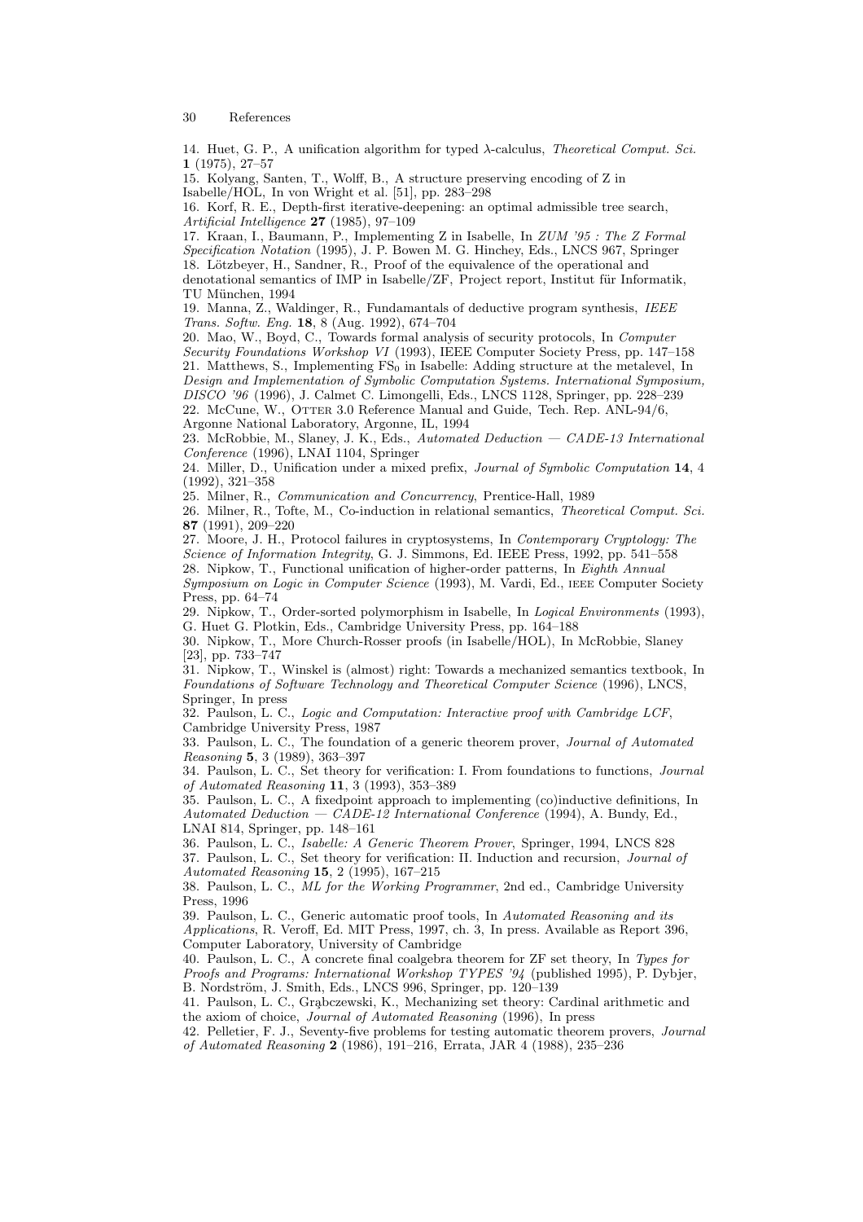14. Huet, G. P., A unification algorithm for typed λ-calculus, *Theoretical Comput. Sci.* **1** (1975), 27–57

15. Kolyang, Santen, T., Wolff, B., A structure preserving encoding of Z in Isabelle/HOL, In von Wright et al. [51], pp. 283–298

16. Korf, R. E., Depth-first iterative-deepening: an optimal admissible tree search, *Artificial Intelligence* **27** (1985), 97–109

17. Kraan, I., Baumann, P., Implementing Z in Isabelle, In *ZUM '95 : The Z Formal Specification Notation* (1995), J. P. Bowen M. G. Hinchey, Eds., LNCS 967, Springer

18. Lötzbeyer, H., Sandner, R., Proof of the equivalence of the operational and denotational semantics of IMP in Isabelle/ZF, Project report, Institut für Informatik, TU München, 1994

19. Manna, Z., Waldinger, R., Fundamantals of deductive program synthesis, *IEEE Trans. Softw. Eng.* **18**, 8 (Aug. 1992), 674–704

20. Mao, W., Boyd, C., Towards formal analysis of security protocols, In *Computer Security Foundations Workshop VI* (1993), IEEE Computer Society Press, pp. 147–158

21. Matthews, S., Implementing $FS_0$ in Isabelle: Adding structure at the metalevel, In *Design and Implementation of Symbolic Computation Systems. International Symposium, DISCO '96* (1996), J. Calmet C. Limongelli, Eds., LNCS 1128, Springer, pp. 228–239

22. McCune, W., OTTER 3.0 Reference Manual and Guide, Tech. Rep. ANL-94/6, Argonne National Laboratory, Argonne, IL, 1994

23. McRobbie, M., Slaney, J. K., Eds., *Automated Deduction — CADE-13 International Conference* (1996), LNAI 1104, Springer

24. Miller, D., Unification under a mixed prefix, *Journal of Symbolic Computation* **14**, 4 (1992), 321–358

25. Milner, R., *Communication and Concurrency*, Prentice-Hall, 1989

26. Milner, R., Tofte, M., Co-induction in relational semantics, *Theoretical Comput. Sci.* **87** (1991), 209–220

27. Moore, J. H., Protocol failures in cryptosystems, In *Contemporary Cryptology: The Science of Information Integrity*, G. J. Simmons, Ed. IEEE Press, 1992, pp. 541–558

28. Nipkow, T., Functional unification of higher-order patterns, In *Eighth Annual Symposium on Logic in Computer Science* (1993), M. Vardi, Ed., IEEE Computer Society Press, pp. 64–74

29. Nipkow, T., Order-sorted polymorphism in Isabelle, In *Logical Environments* (1993), G. Huet G. Plotkin, Eds., Cambridge University Press, pp. 164–188

30. Nipkow, T., More Church-Rosser proofs (in Isabelle/HOL), In McRobbie, Slaney [23], pp. 733–747

31. Nipkow, T., Winskel is (almost) right: Towards a mechanized semantics textbook, In *Foundations of Software Technology and Theoretical Computer Science* (1996), LNCS, Springer, In press

32. Paulson, L. C., *Logic and Computation: Interactive proof with Cambridge LCF*, Cambridge University Press, 1987

33. Paulson, L. C., The foundation of a generic theorem prover, *Journal of Automated Reasoning* **5**, 3 (1989), 363–397

34. Paulson, L. C., Set theory for verification: I. From foundations to functions, *Journal of Automated Reasoning* **11**, 3 (1993), 353–389

35. Paulson, L. C., A fixedpoint approach to implementing (co)inductive definitions, In *Automated Deduction — CADE-12 International Conference* (1994), A. Bundy, Ed., LNAI 814, Springer, pp. 148–161

36. Paulson, L. C., *Isabelle: A Generic Theorem Prover*, Springer, 1994, LNCS 828

37. Paulson, L. C., Set theory for verification: II. Induction and recursion, *Journal of Automated Reasoning* **15**, 2 (1995), 167–215

38. Paulson, L. C., *ML for the Working Programmer*, 2nd ed., Cambridge University Press, 1996

39. Paulson, L. C., Generic automatic proof tools, In *Automated Reasoning and its Applications*, R. Veroff, Ed. MIT Press, 1997, ch. 3, In press. Available as Report 396, Computer Laboratory, University of Cambridge

40. Paulson, L. C., A concrete final coalgebra theorem for ZF set theory, In *Types for Proofs and Programs: International Workshop TYPES '94* (published 1995), P. Dybjer, B. Nordström, J. Smith, Eds., LNCS 996, Springer, pp. 120–139

41. Paulson, L. C., Grąbczewski, K., Mechanizing set theory: Cardinal arithmetic and the axiom of choice, *Journal of Automated Reasoning* (1996), In press

42. Pelletier, F. J., Seventy-five problems for testing automatic theorem provers, *Journal of Automated Reasoning* **2** (1986), 191–216, Errata, JAR 4 (1988), 235–236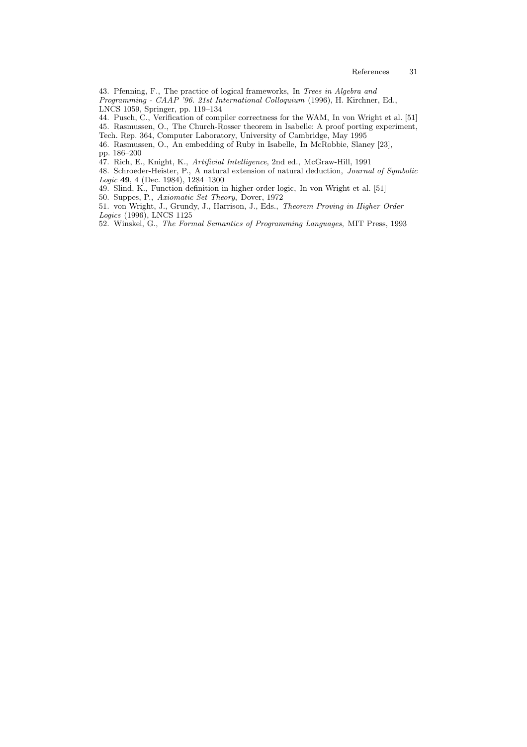43. Pfenning, F., The practice of logical frameworks, In *Trees in Algebra and Programming - CAAP '96. 21st International Colloquium* (1996), H. Kirchner, Ed., LNCS 1059, Springer, pp. 119–134
44. Pusch, C., Verification of compiler correctness for the WAM, In von Wright et al. [51]
45. Rasmussen, O., The Church-Rosser theorem in Isabelle: A proof porting experiment, Tech. Rep. 364, Computer Laboratory, University of Cambridge, May 1995
46. Rasmussen, O., An embedding of Ruby in Isabelle, In McRobbie, Slaney [23], pp. 186–200
47. Rich, E., Knight, K., *Artificial Intelligence*, 2nd ed., McGraw-Hill, 1991
48. Schroeder-Heister, P., A natural extension of natural deduction, *Journal of Symbolic Logic* **49**, 4 (Dec. 1984), 1284–1300
49. Slind, K., Function definition in higher-order logic, In von Wright et al. [51]
50. Suppes, P., *Axiomatic Set Theory*, Dover, 1972
51. von Wright, J., Grundy, J., Harrison, J., Eds., *Theorem Proving in Higher Order Logics* (1996), LNCS 1125
52. Winskel, G., *The Formal Semantics of Programming Languages*, MIT Press, 1993